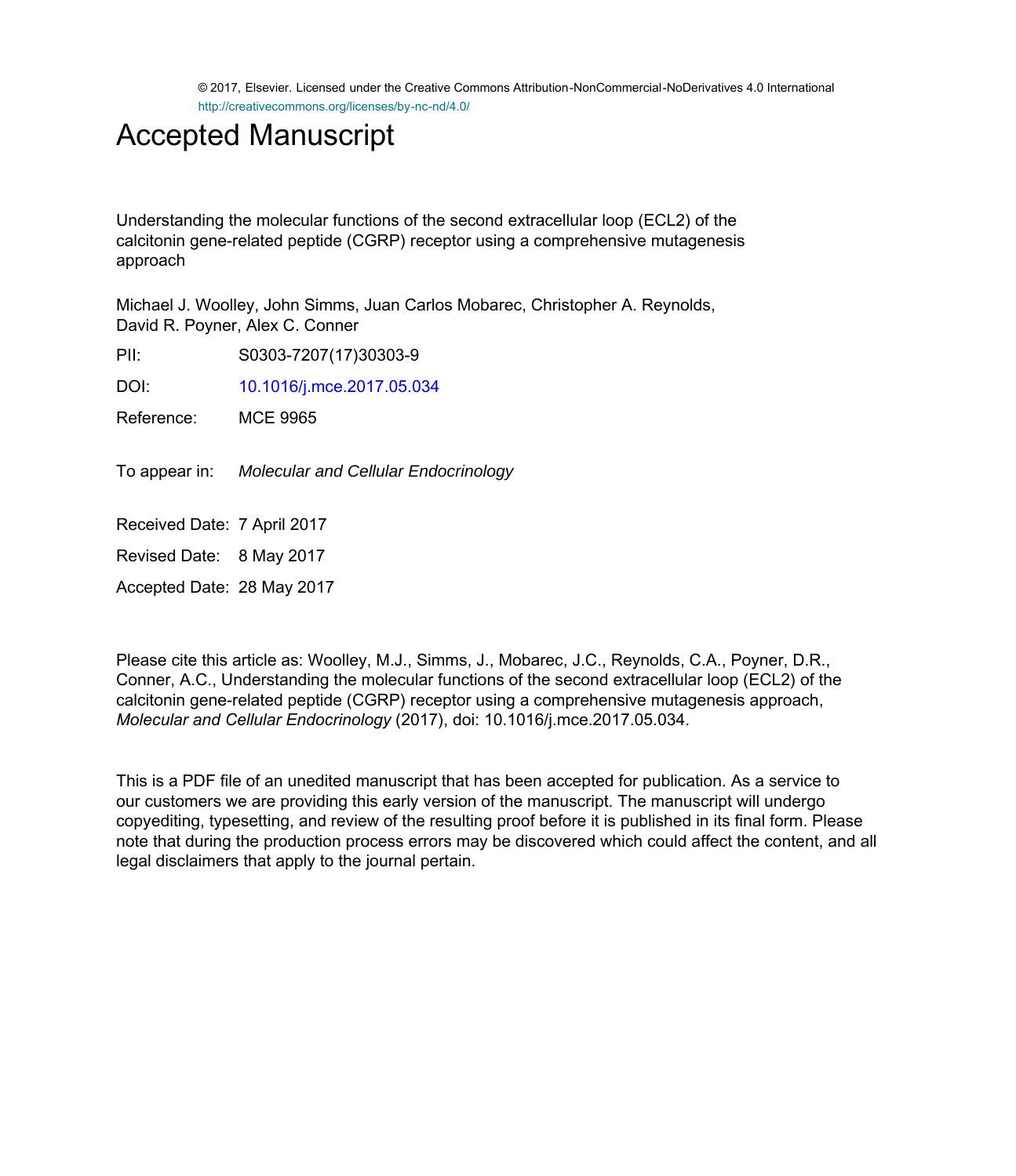© 2017, Elsevier. Licensed under the Creative Commons Attribution-NonCommercial-NoDerivatives 4.0 International
http://creativecommons.org/licenses/by-nc-nd/4.0/

# Accepted Manuscript

Understanding the molecular functions of the second extracellular loop (ECL2) of the calcitonin gene-related peptide (CGRP) receptor using a comprehensive mutagenesis approach

Michael J. Woolley, John Simms, Juan Carlos Mobarec, Christopher A. Reynolds, David R. Poyner, Alex C. Conner

PII: S0303-7207(17)30303-9

DOI: 10.1016/j.mce.2017.05.034

Reference: MCE 9965

To appear in: *Molecular and Cellular Endocrinology*

Received Date: 7 April 2017

Revised Date: 8 May 2017

Accepted Date: 28 May 2017

Please cite this article as: Woolley, M.J., Simms, J., Mobarec, J.C., Reynolds, C.A., Poyner, D.R., Conner, A.C., Understanding the molecular functions of the second extracellular loop (ECL2) of the calcitonin gene-related peptide (CGRP) receptor using a comprehensive mutagenesis approach, *Molecular and Cellular Endocrinology* (2017), doi: 10.1016/j.mce.2017.05.034.

This is a PDF file of an unedited manuscript that has been accepted for publication. As a service to our customers we are providing this early version of the manuscript. The manuscript will undergo copyediting, typesetting, and review of the resulting proof before it is published in its final form. Please note that during the production process errors may be discovered which could affect the content, and all legal disclaimers that apply to the journal pertain.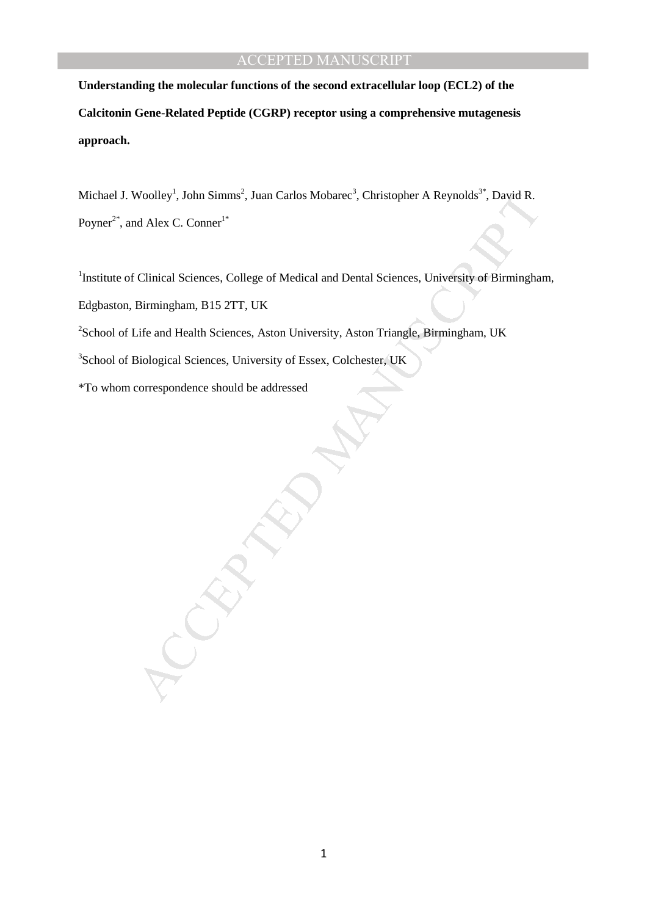**Understanding the molecular functions of the second extracellular loop (ECL2) of the Calcitonin Gene-Related Peptide (CGRP) receptor using a comprehensive mutagenesis approach.**

Michael J. Woolley[1], John Simms[2], Juan Carlos Mobarec[3], Christopher A Reynolds[3*], David R. Poyner[2*], and Alex C. Conner[1*]

[1]Institute of Clinical Sciences, College of Medical and Dental Sciences, University of Birmingham, Edgbaston, Birmingham, B15 2TT, UK

[2]School of Life and Health Sciences, Aston University, Aston Triangle, Birmingham, UK

[3]School of Biological Sciences, University of Essex, Colchester, UK

*To whom correspondence should be addressed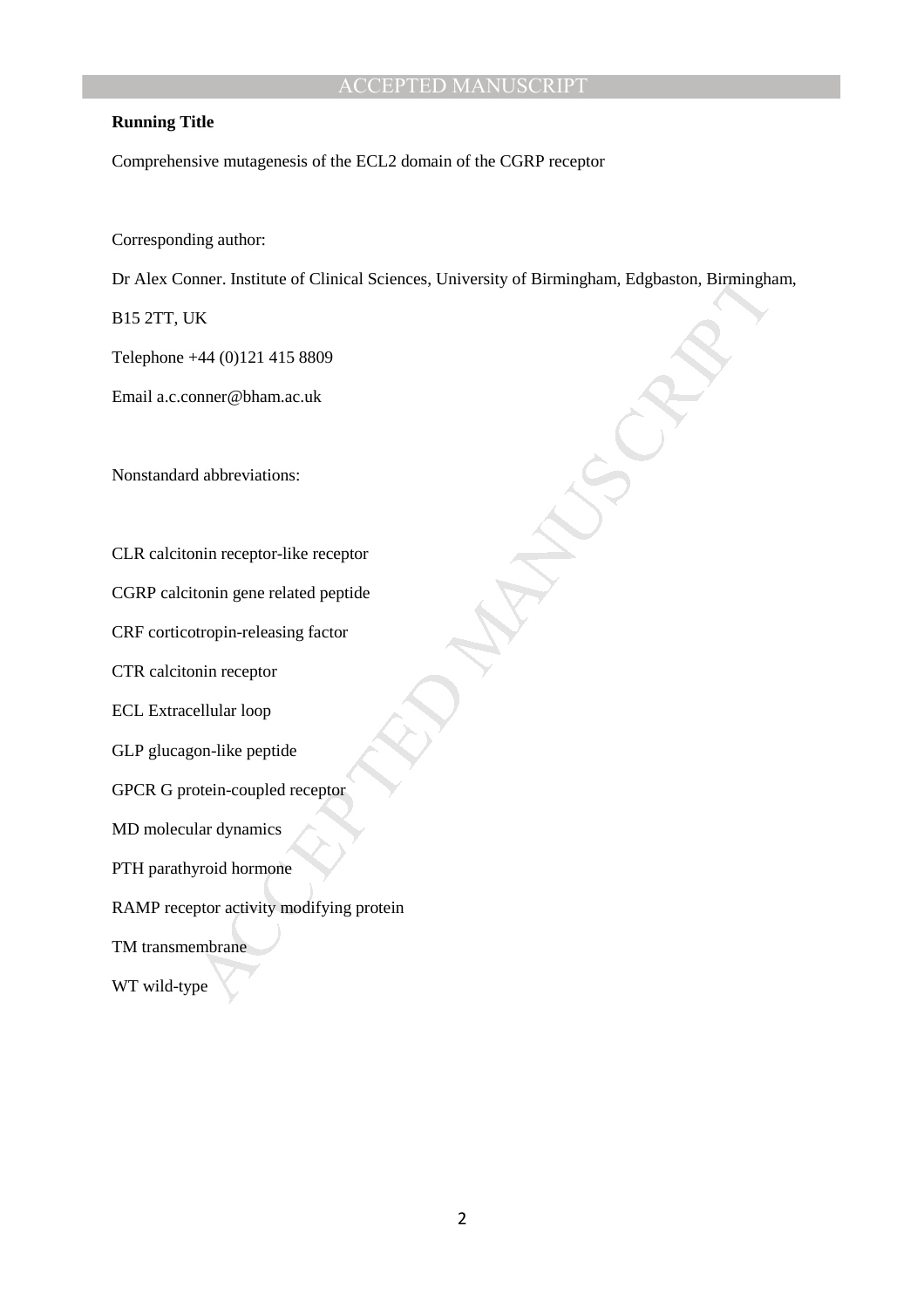**Running Title**

Comprehensive mutagenesis of the ECL2 domain of the CGRP receptor

Corresponding author:

Dr Alex Conner. Institute of Clinical Sciences, University of Birmingham, Edgbaston, Birmingham, B15 2TT, UK

Telephone +44 (0)121 415 8809

Email a.c.conner@bham.ac.uk

Nonstandard abbreviations:

CLR calcitonin receptor-like receptor

CGRP calcitonin gene related peptide

CRF corticotropin-releasing factor

CTR calcitonin receptor

ECL Extracellular loop

GLP glucagon-like peptide

GPCR G protein-coupled receptor

MD molecular dynamics

PTH parathyroid hormone

RAMP receptor activity modifying protein

TM transmembrane

WT wild-type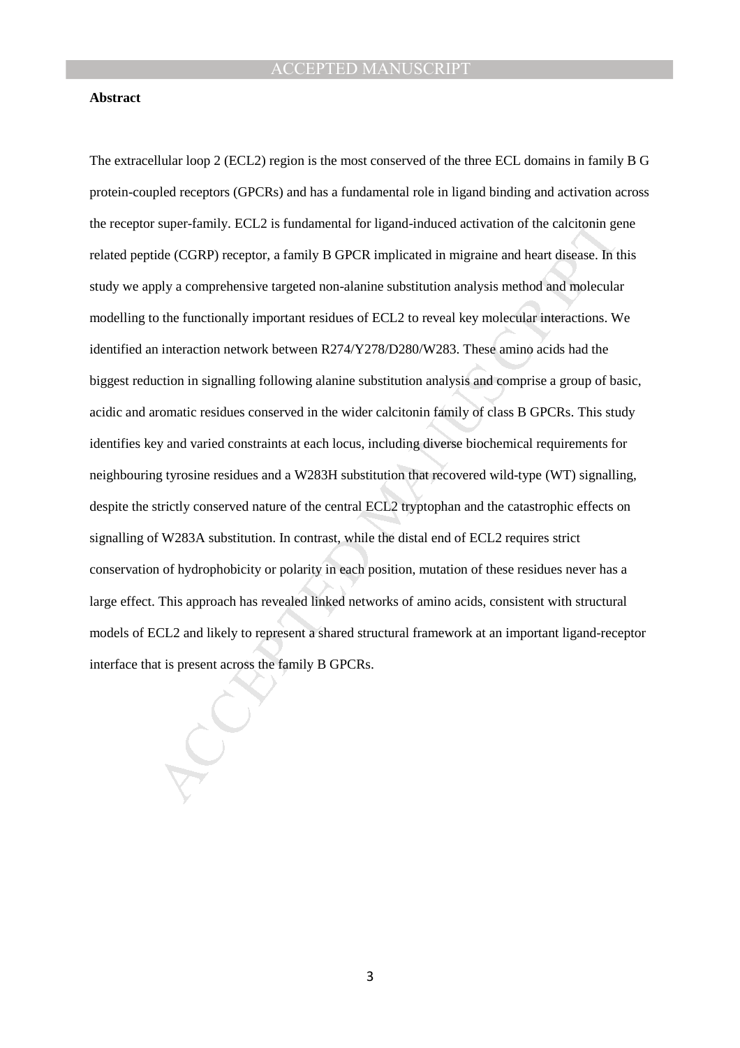**Abstract**

The extracellular loop 2 (ECL2) region is the most conserved of the three ECL domains in family B G protein-coupled receptors (GPCRs) and has a fundamental role in ligand binding and activation across the receptor super-family. ECL2 is fundamental for ligand-induced activation of the calcitonin gene related peptide (CGRP) receptor, a family B GPCR implicated in migraine and heart disease. In this study we apply a comprehensive targeted non-alanine substitution analysis method and molecular modelling to the functionally important residues of ECL2 to reveal key molecular interactions. We identified an interaction network between R274/Y278/D280/W283. These amino acids had the biggest reduction in signalling following alanine substitution analysis and comprise a group of basic, acidic and aromatic residues conserved in the wider calcitonin family of class B GPCRs. This study identifies key and varied constraints at each locus, including diverse biochemical requirements for neighbouring tyrosine residues and a W283H substitution that recovered wild-type (WT) signalling, despite the strictly conserved nature of the central ECL2 tryptophan and the catastrophic effects on signalling of W283A substitution. In contrast, while the distal end of ECL2 requires strict conservation of hydrophobicity or polarity in each position, mutation of these residues never has a large effect. This approach has revealed linked networks of amino acids, consistent with structural models of ECL2 and likely to represent a shared structural framework at an important ligand-receptor interface that is present across the family B GPCRs.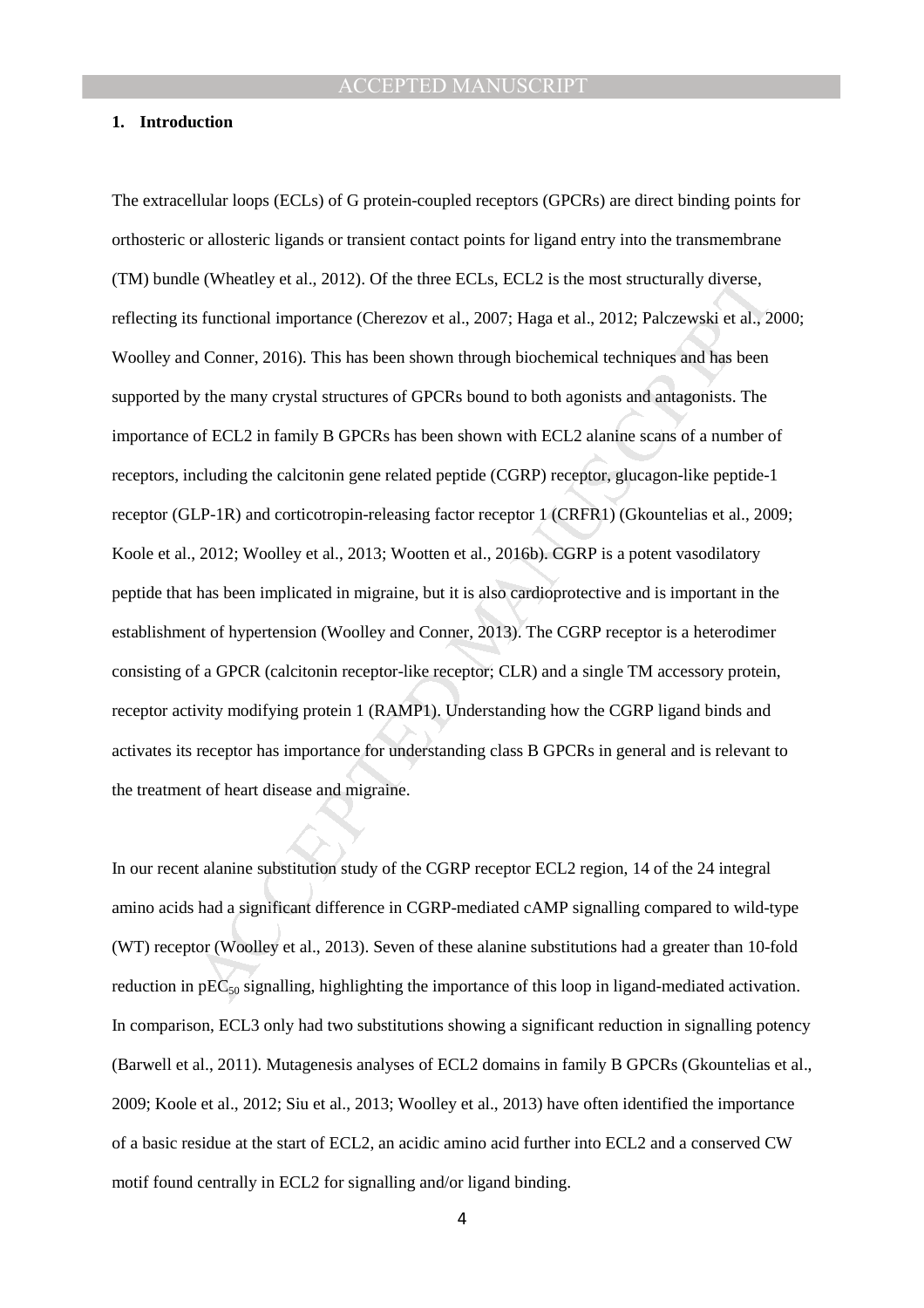## 1. Introduction

The extracellular loops (ECLs) of G protein-coupled receptors (GPCRs) are direct binding points for orthosteric or allosteric ligands or transient contact points for ligand entry into the transmembrane (TM) bundle (Wheatley et al., 2012). Of the three ECLs, ECL2 is the most structurally diverse, reflecting its functional importance (Cherezov et al., 2007; Haga et al., 2012; Palczewski et al., 2000; Woolley and Conner, 2016). This has been shown through biochemical techniques and has been supported by the many crystal structures of GPCRs bound to both agonists and antagonists. The importance of ECL2 in family B GPCRs has been shown with ECL2 alanine scans of a number of receptors, including the calcitonin gene related peptide (CGRP) receptor, glucagon-like peptide-1 receptor (GLP-1R) and corticotropin-releasing factor receptor 1 (CRFR1) (Gkountelias et al., 2009; Koole et al., 2012; Woolley et al., 2013; Wootten et al., 2016b). CGRP is a potent vasodilatory peptide that has been implicated in migraine, but it is also cardioprotective and is important in the establishment of hypertension (Woolley and Conner, 2013). The CGRP receptor is a heterodimer consisting of a GPCR (calcitonin receptor-like receptor; CLR) and a single TM accessory protein, receptor activity modifying protein 1 (RAMP1). Understanding how the CGRP ligand binds and activates its receptor has importance for understanding class B GPCRs in general and is relevant to the treatment of heart disease and migraine.

In our recent alanine substitution study of the CGRP receptor ECL2 region, 14 of the 24 integral amino acids had a significant difference in CGRP-mediated cAMP signalling compared to wild-type (WT) receptor (Woolley et al., 2013). Seven of these alanine substitutions had a greater than 10-fold reduction in $pEC_{50}$ signalling, highlighting the importance of this loop in ligand-mediated activation. In comparison, ECL3 only had two substitutions showing a significant reduction in signalling potency (Barwell et al., 2011). Mutagenesis analyses of ECL2 domains in family B GPCRs (Gkountelias et al., 2009; Koole et al., 2012; Siu et al., 2013; Woolley et al., 2013) have often identified the importance of a basic residue at the start of ECL2, an acidic amino acid further into ECL2 and a conserved CW motif found centrally in ECL2 for signalling and/or ligand binding.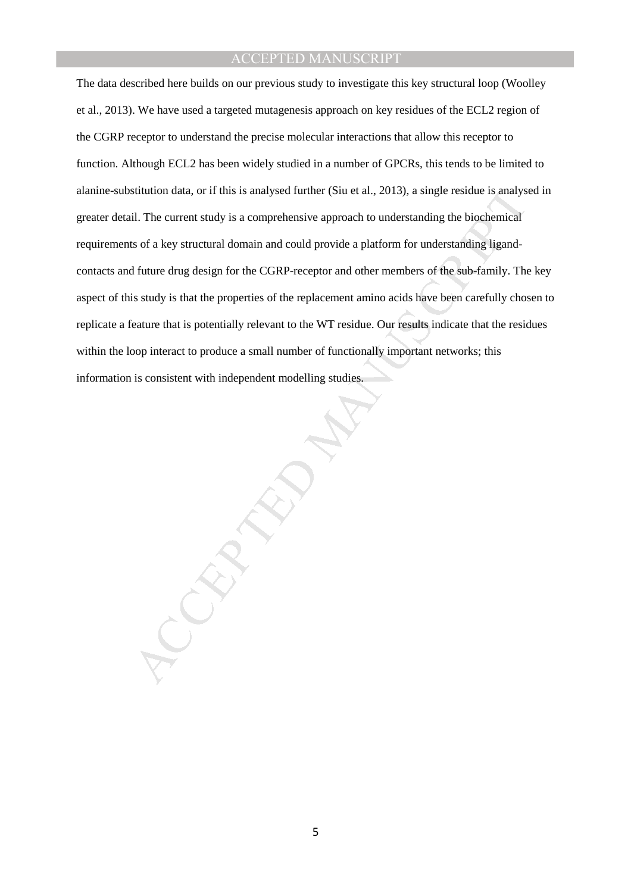The data described here builds on our previous study to investigate this key structural loop (Woolley et al., 2013). We have used a targeted mutagenesis approach on key residues of the ECL2 region of the CGRP receptor to understand the precise molecular interactions that allow this receptor to function. Although ECL2 has been widely studied in a number of GPCRs, this tends to be limited to alanine-substitution data, or if this is analysed further (Siu et al., 2013), a single residue is analysed in greater detail. The current study is a comprehensive approach to understanding the biochemical requirements of a key structural domain and could provide a platform for understanding ligand-contacts and future drug design for the CGRP-receptor and other members of the sub-family. The key aspect of this study is that the properties of the replacement amino acids have been carefully chosen to replicate a feature that is potentially relevant to the WT residue. Our results indicate that the residues within the loop interact to produce a small number of functionally important networks; this information is consistent with independent modelling studies.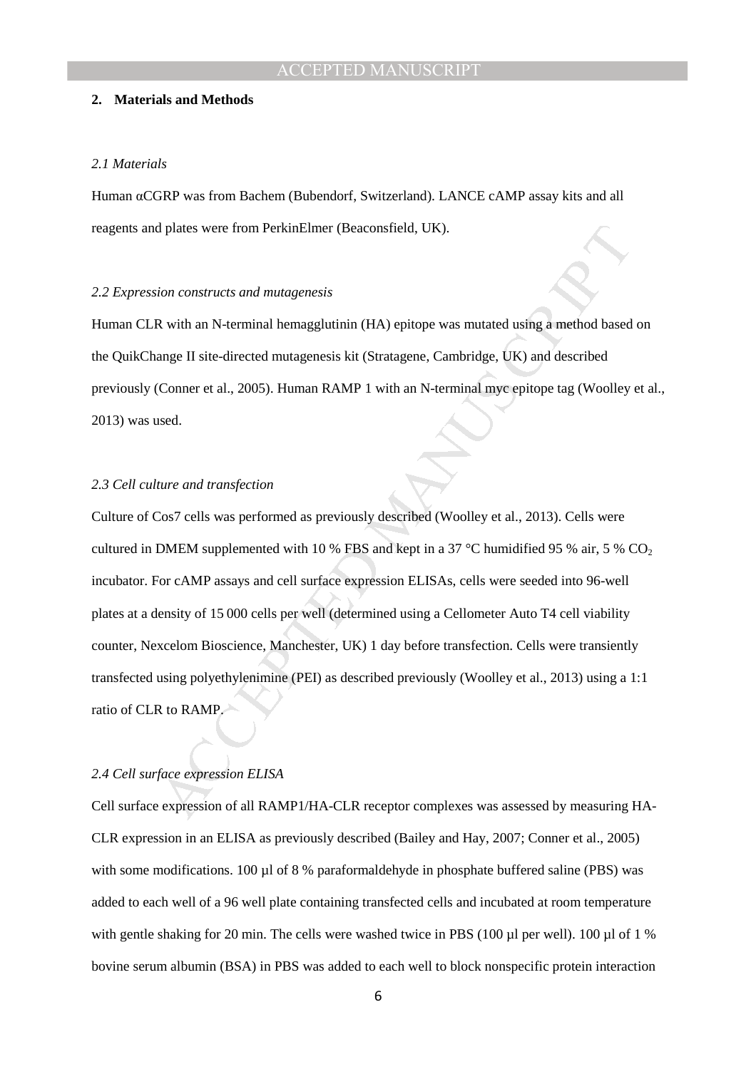## 2. Materials and Methods

### *2.1 Materials*

Human αCGRP was from Bachem (Bubendorf, Switzerland). LANCE cAMP assay kits and all reagents and plates were from PerkinElmer (Beaconsfield, UK).

### *2.2 Expression constructs and mutagenesis*

Human CLR with an N-terminal hemagglutinin (HA) epitope was mutated using a method based on the QuikChange II site-directed mutagenesis kit (Stratagene, Cambridge, UK) and described previously (Conner et al., 2005). Human RAMP 1 with an N-terminal myc epitope tag (Woolley et al., 2013) was used.

### *2.3 Cell culture and transfection*

Culture of Cos7 cells was performed as previously described (Woolley et al., 2013). Cells were cultured in DMEM supplemented with 10 % FBS and kept in a 37 °C humidified 95 % air, 5 % $CO_2$ incubator. For cAMP assays and cell surface expression ELISAs, cells were seeded into 96-well plates at a density of 15 000 cells per well (determined using a Cellometer Auto T4 cell viability counter, Nexcelom Bioscience, Manchester, UK) 1 day before transfection. Cells were transiently transfected using polyethylenimine (PEI) as described previously (Woolley et al., 2013) using a 1:1 ratio of CLR to RAMP.

### *2.4 Cell surface expression ELISA*

Cell surface expression of all RAMP1/HA-CLR receptor complexes was assessed by measuring HA-CLR expression in an ELISA as previously described (Bailey and Hay, 2007; Conner et al., 2005) with some modifications. 100 µl of 8 % paraformaldehyde in phosphate buffered saline (PBS) was added to each well of a 96 well plate containing transfected cells and incubated at room temperature with gentle shaking for 20 min. The cells were washed twice in PBS (100 µl per well). 100 µl of 1 % bovine serum albumin (BSA) in PBS was added to each well to block nonspecific protein interaction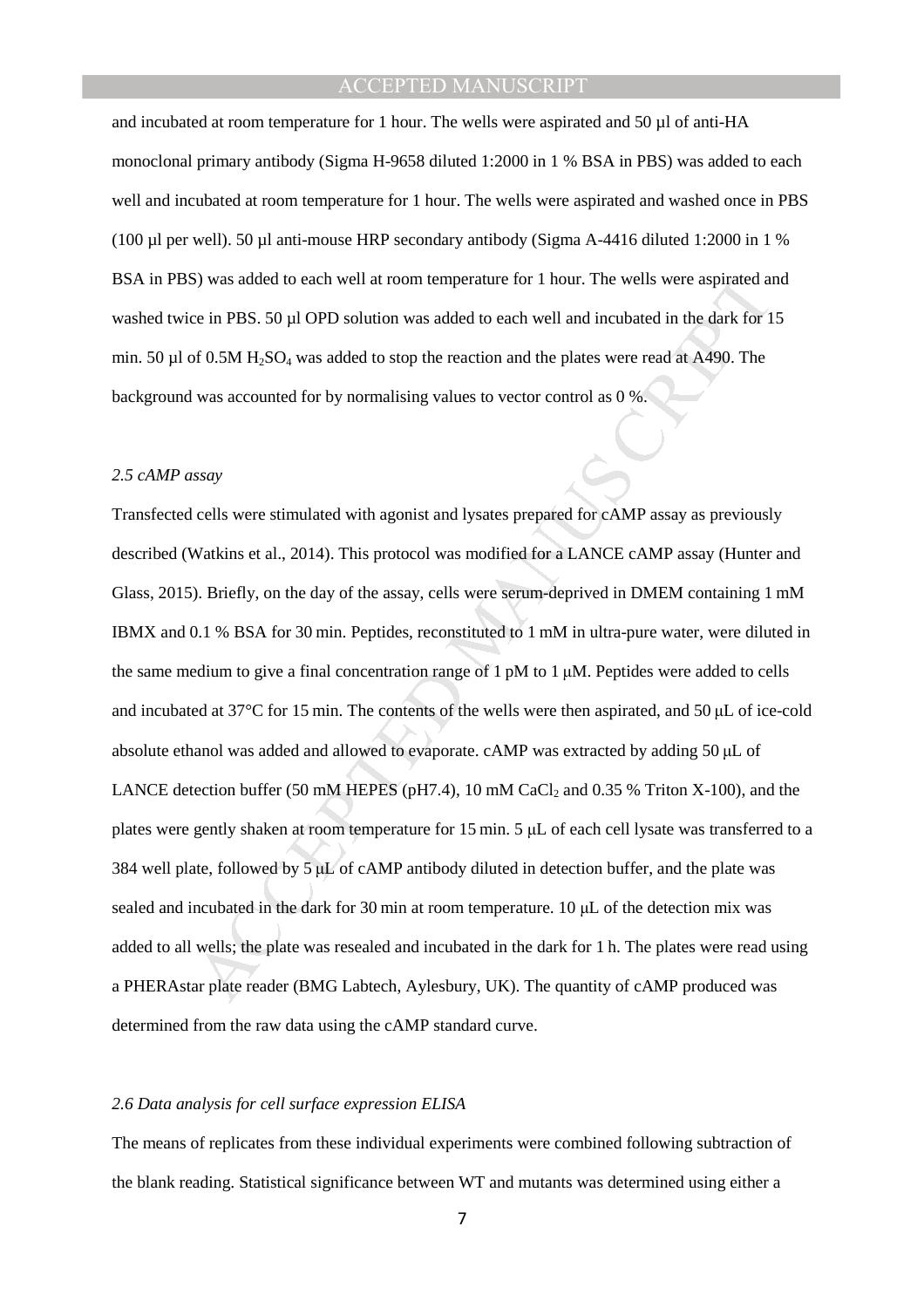and incubated at room temperature for 1 hour. The wells were aspirated and 50 µl of anti-HA monoclonal primary antibody (Sigma H-9658 diluted 1:2000 in 1 % BSA in PBS) was added to each well and incubated at room temperature for 1 hour. The wells were aspirated and washed once in PBS (100 µl per well). 50 µl anti-mouse HRP secondary antibody (Sigma A-4416 diluted 1:2000 in 1 % BSA in PBS) was added to each well at room temperature for 1 hour. The wells were aspirated and washed twice in PBS. 50 µl OPD solution was added to each well and incubated in the dark for 15 min. 50 µl of 0.5M $H_2SO_4$ was added to stop the reaction and the plates were read at A490. The background was accounted for by normalising values to vector control as 0 %.

### *2.5 cAMP assay*

Transfected cells were stimulated with agonist and lysates prepared for cAMP assay as previously described (Watkins et al., 2014). This protocol was modified for a LANCE cAMP assay (Hunter and Glass, 2015). Briefly, on the day of the assay, cells were serum-deprived in DMEM containing 1 mM IBMX and 0.1 % BSA for 30 min. Peptides, reconstituted to 1 mM in ultra-pure water, were diluted in the same medium to give a final concentration range of 1 pM to 1 µM. Peptides were added to cells and incubated at 37°C for 15 min. The contents of the wells were then aspirated, and 50 µL of ice-cold absolute ethanol was added and allowed to evaporate. cAMP was extracted by adding 50 µL of LANCE detection buffer (50 mM HEPES (pH7.4), 10 mM $CaCl_2$ and 0.35 % Triton X-100), and the plates were gently shaken at room temperature for 15 min. 5 µL of each cell lysate was transferred to a 384 well plate, followed by 5 µL of cAMP antibody diluted in detection buffer, and the plate was sealed and incubated in the dark for 30 min at room temperature. 10 µL of the detection mix was added to all wells; the plate was resealed and incubated in the dark for 1 h. The plates were read using a PHERAstar plate reader (BMG Labtech, Aylesbury, UK). The quantity of cAMP produced was determined from the raw data using the cAMP standard curve.

### *2.6 Data analysis for cell surface expression ELISA*

The means of replicates from these individual experiments were combined following subtraction of the blank reading. Statistical significance between WT and mutants was determined using either a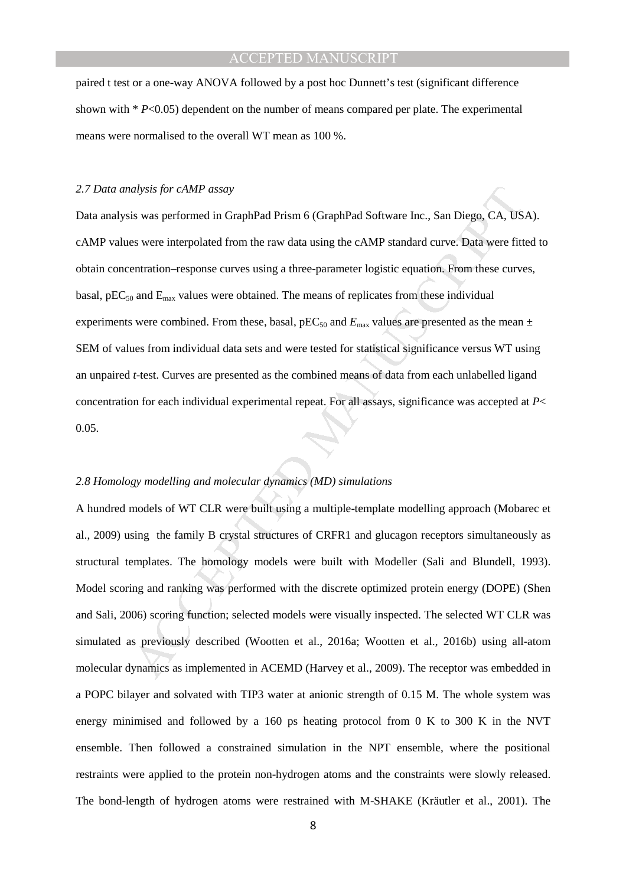paired t test or a one-way ANOVA followed by a post hoc Dunnett's test (significant difference shown with * $P<0.05$) dependent on the number of means compared per plate. The experimental means were normalised to the overall WT mean as 100 %.

### *2.7 Data analysis for cAMP assay*

Data analysis was performed in GraphPad Prism 6 (GraphPad Software Inc., San Diego, CA, USA). cAMP values were interpolated from the raw data using the cAMP standard curve. Data were fitted to obtain concentration–response curves using a three-parameter logistic equation. From these curves, basal, $pEC_{50}$ and $E_{max}$ values were obtained. The means of replicates from these individual experiments were combined. From these, basal, $pEC_{50}$ and $E_{max}$ values are presented as the mean ± SEM of values from individual data sets and were tested for statistical significance versus WT using an unpaired *t*-test. Curves are presented as the combined means of data from each unlabelled ligand concentration for each individual experimental repeat. For all assays, significance was accepted at $P<0.05$.

### *2.8 Homology modelling and molecular dynamics (MD) simulations*

A hundred models of WT CLR were built using a multiple-template modelling approach (Mobarec et al., 2009) using the family B crystal structures of CRFR1 and glucagon receptors simultaneously as structural templates. The homology models were built with Modeller (Sali and Blundell, 1993). Model scoring and ranking was performed with the discrete optimized protein energy (DOPE) (Shen and Sali, 2006) scoring function; selected models were visually inspected. The selected WT CLR was simulated as previously described (Wootten et al., 2016a; Wootten et al., 2016b) using all-atom molecular dynamics as implemented in ACEMD (Harvey et al., 2009). The receptor was embedded in a POPC bilayer and solvated with TIP3 water at anionic strength of 0.15 M. The whole system was energy minimised and followed by a 160 ps heating protocol from 0 K to 300 K in the NVT ensemble. Then followed a constrained simulation in the NPT ensemble, where the positional restraints were applied to the protein non-hydrogen atoms and the constraints were slowly released. The bond-length of hydrogen atoms were restrained with M-SHAKE (Kräutler et al., 2001). The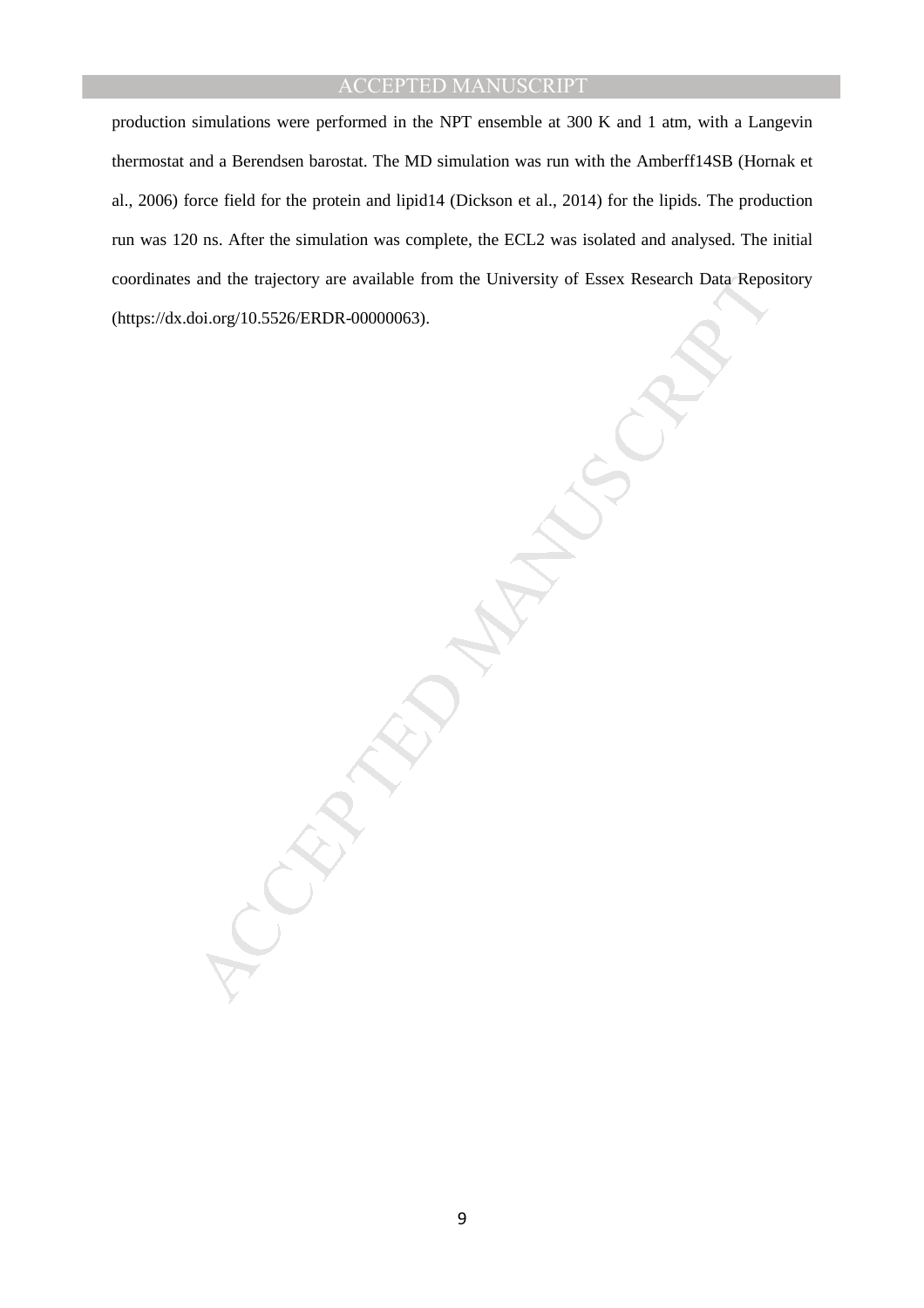production simulations were performed in the NPT ensemble at 300 K and 1 atm, with a Langevin thermostat and a Berendsen barostat. The MD simulation was run with the Amberff14SB (Hornak et al., 2006) force field for the protein and lipid14 (Dickson et al., 2014) for the lipids. The production run was 120 ns. After the simulation was complete, the ECL2 was isolated and analysed. The initial coordinates and the trajectory are available from the University of Essex Research Data Repository (https://dx.doi.org/10.5526/ERDR-00000063).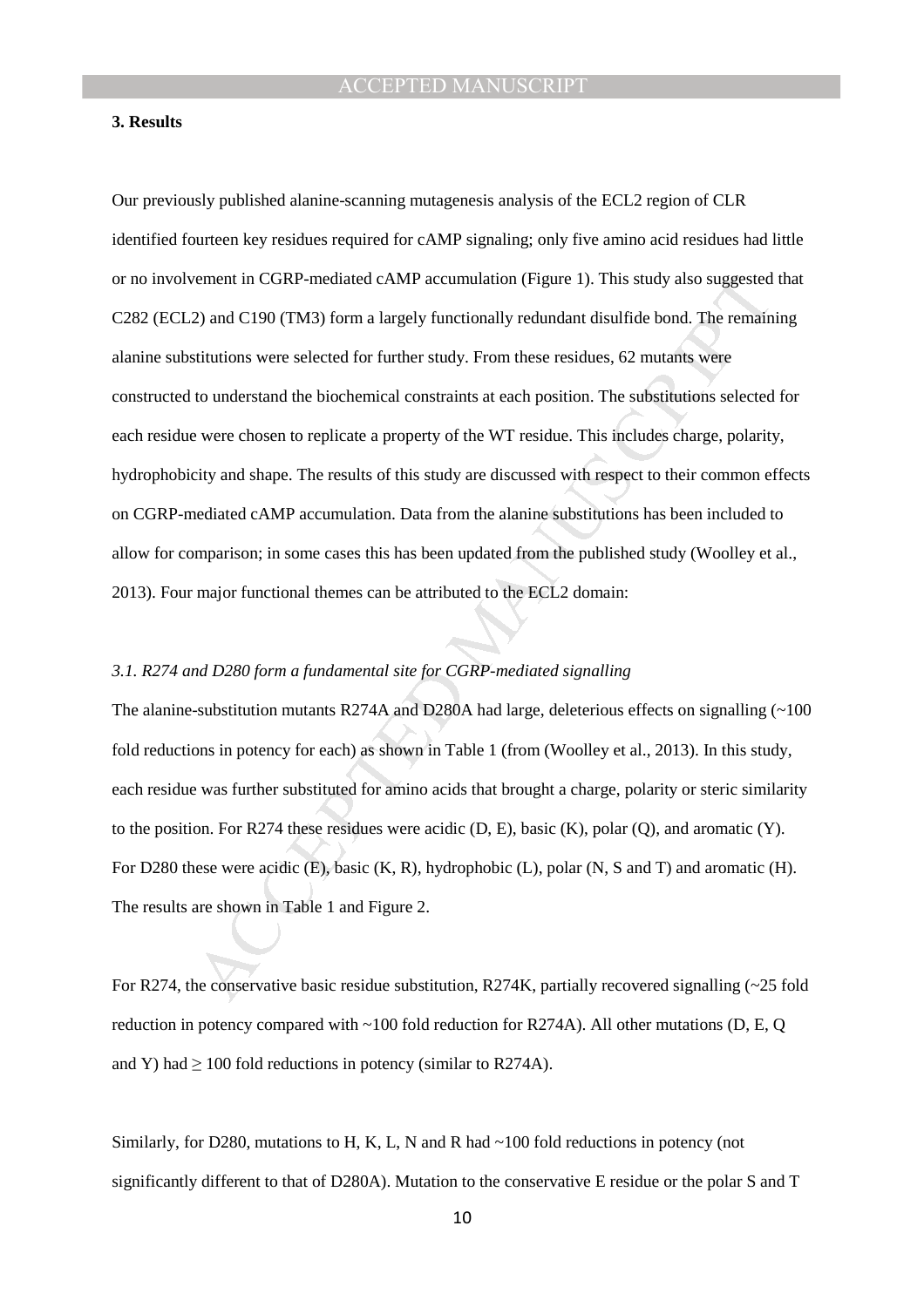### 3. Results

Our previously published alanine-scanning mutagenesis analysis of the ECL2 region of CLR identified fourteen key residues required for cAMP signaling; only five amino acid residues had little or no involvement in CGRP-mediated cAMP accumulation (Figure 1). This study also suggested that C282 (ECL2) and C190 (TM3) form a largely functionally redundant disulfide bond. The remaining alanine substitutions were selected for further study. From these residues, 62 mutants were constructed to understand the biochemical constraints at each position. The substitutions selected for each residue were chosen to replicate a property of the WT residue. This includes charge, polarity, hydrophobicity and shape. The results of this study are discussed with respect to their common effects on CGRP-mediated cAMP accumulation. Data from the alanine substitutions has been included to allow for comparison; in some cases this has been updated from the published study (Woolley et al., 2013). Four major functional themes can be attributed to the ECL2 domain:

#### *3.1. R274 and D280 form a fundamental site for CGRP-mediated signalling*

The alanine-substitution mutants R274A and D280A had large, deleterious effects on signalling (~100 fold reductions in potency for each) as shown in Table 1 (from (Woolley et al., 2013). In this study, each residue was further substituted for amino acids that brought a charge, polarity or steric similarity to the position. For R274 these residues were acidic (D, E), basic (K), polar (Q), and aromatic (Y). For D280 these were acidic (E), basic (K, R), hydrophobic (L), polar (N, S and T) and aromatic (H). The results are shown in Table 1 and Figure 2.

For R274, the conservative basic residue substitution, R274K, partially recovered signalling (~25 fold reduction in potency compared with ~100 fold reduction for R274A). All other mutations (D, E, Q and Y) had $\geq$ 100 fold reductions in potency (similar to R274A).

Similarly, for D280, mutations to H, K, L, N and R had ~100 fold reductions in potency (not significantly different to that of D280A). Mutation to the conservative E residue or the polar S and T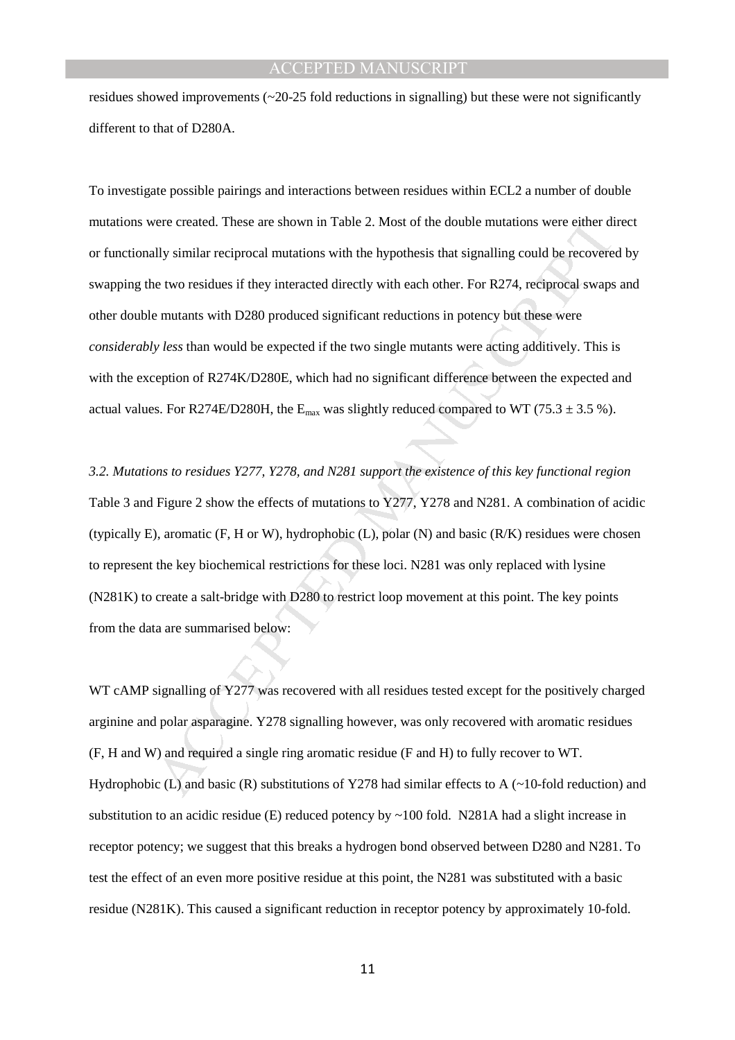residues showed improvements (~20-25 fold reductions in signalling) but these were not significantly different to that of D280A.

To investigate possible pairings and interactions between residues within ECL2 a number of double mutations were created. These are shown in Table 2. Most of the double mutations were either direct or functionally similar reciprocal mutations with the hypothesis that signalling could be recovered by swapping the two residues if they interacted directly with each other. For R274, reciprocal swaps and other double mutants with D280 produced significant reductions in potency but these were *considerably less* than would be expected if the two single mutants were acting additively. This is with the exception of R274K/D280E, which had no significant difference between the expected and actual values. For R274E/D280H, the $E_{max}$ was slightly reduced compared to WT (75.3 ± 3.5 %).

*3.2. Mutations to residues Y277, Y278, and N281 support the existence of this key functional region*

Table 3 and Figure 2 show the effects of mutations to Y277, Y278 and N281. A combination of acidic (typically E), aromatic (F, H or W), hydrophobic (L), polar (N) and basic (R/K) residues were chosen to represent the key biochemical restrictions for these loci. N281 was only replaced with lysine (N281K) to create a salt-bridge with D280 to restrict loop movement at this point. The key points from the data are summarised below:

WT cAMP signalling of Y277 was recovered with all residues tested except for the positively charged arginine and polar asparagine. Y278 signalling however, was only recovered with aromatic residues (F, H and W) and required a single ring aromatic residue (F and H) to fully recover to WT. Hydrophobic (L) and basic (R) substitutions of Y278 had similar effects to A (~10-fold reduction) and substitution to an acidic residue (E) reduced potency by ~100 fold. N281A had a slight increase in receptor potency; we suggest that this breaks a hydrogen bond observed between D280 and N281. To test the effect of an even more positive residue at this point, the N281 was substituted with a basic residue (N281K). This caused a significant reduction in receptor potency by approximately 10-fold.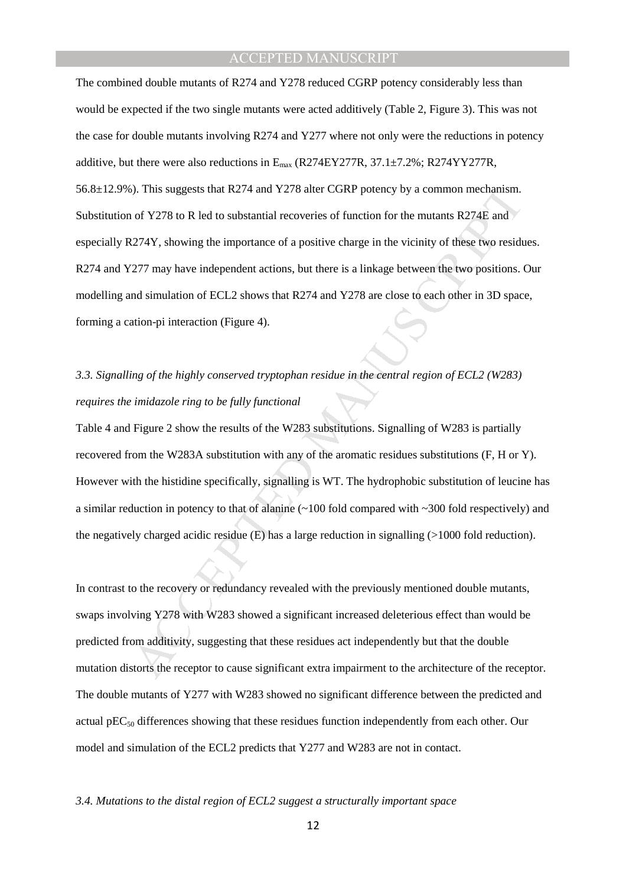The combined double mutants of R274 and Y278 reduced CGRP potency considerably less than would be expected if the two single mutants were acted additively (Table 2, Figure 3). This was not the case for double mutants involving R274 and Y277 where not only were the reductions in potency additive, but there were also reductions in $E_{max}$ (R274EY277R, 37.1±7.2%; R274YY277R, 56.8±12.9%). This suggests that R274 and Y278 alter CGRP potency by a common mechanism. Substitution of Y278 to R led to substantial recoveries of function for the mutants R274E and especially R274Y, showing the importance of a positive charge in the vicinity of these two residues. R274 and Y277 may have independent actions, but there is a linkage between the two positions. Our modelling and simulation of ECL2 shows that R274 and Y278 are close to each other in 3D space, forming a cation-pi interaction (Figure 4).

### *3.3. Signalling of the highly conserved tryptophan residue in the central region of ECL2 (W283) requires the imidazole ring to be fully functional*

Table 4 and Figure 2 show the results of the W283 substitutions. Signalling of W283 is partially recovered from the W283A substitution with any of the aromatic residues substitutions (F, H or Y). However with the histidine specifically, signalling is WT. The hydrophobic substitution of leucine has a similar reduction in potency to that of alanine (~100 fold compared with ~300 fold respectively) and the negatively charged acidic residue (E) has a large reduction in signalling (>1000 fold reduction).

In contrast to the recovery or redundancy revealed with the previously mentioned double mutants, swaps involving Y278 with W283 showed a significant increased deleterious effect than would be predicted from additivity, suggesting that these residues act independently but that the double mutation distorts the receptor to cause significant extra impairment to the architecture of the receptor. The double mutants of Y277 with W283 showed no significant difference between the predicted and actual $pEC_{50}$ differences showing that these residues function independently from each other. Our model and simulation of the ECL2 predicts that Y277 and W283 are not in contact.

### *3.4. Mutations to the distal region of ECL2 suggest a structurally important space*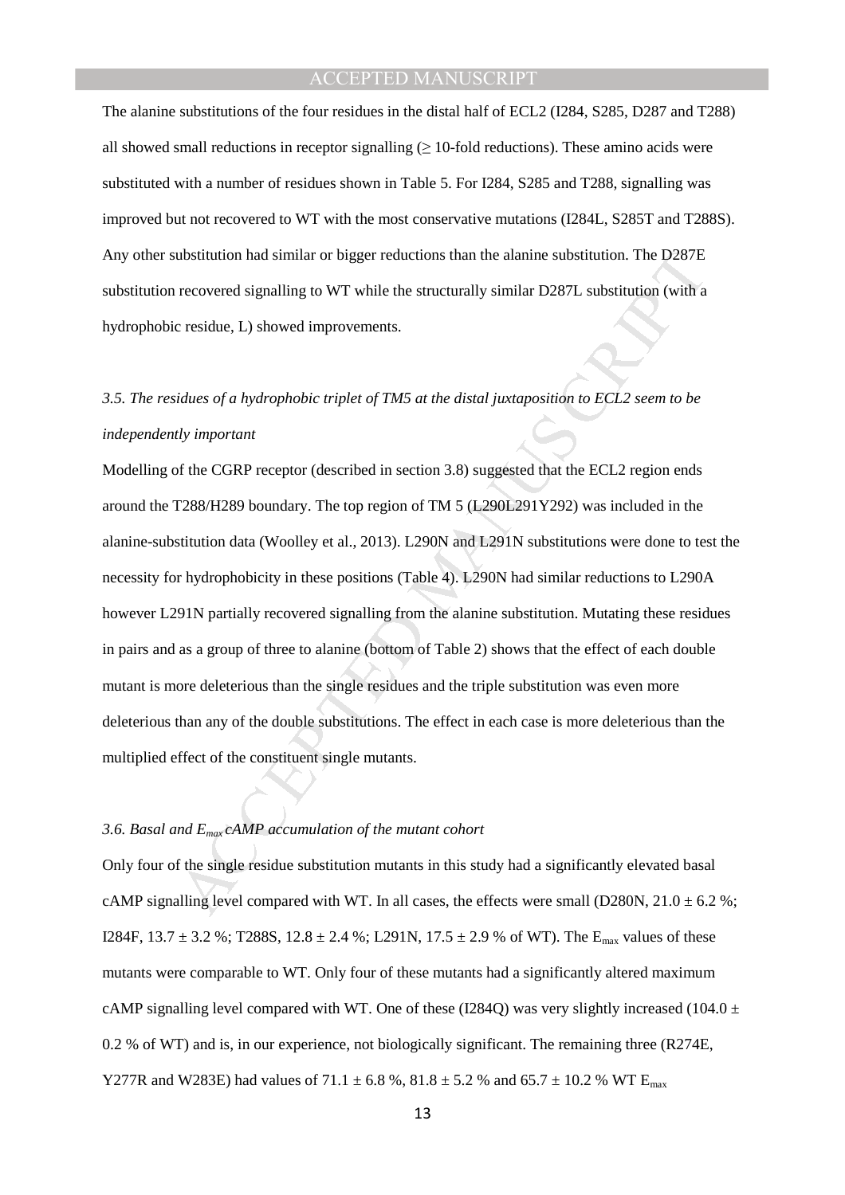The alanine substitutions of the four residues in the distal half of ECL2 (I284, S285, D287 and T288) all showed small reductions in receptor signalling (≥ 10-fold reductions). These amino acids were substituted with a number of residues shown in Table 5. For I284, S285 and T288, signalling was improved but not recovered to WT with the most conservative mutations (I284L, S285T and T288S). Any other substitution had similar or bigger reductions than the alanine substitution. The D287E substitution recovered signalling to WT while the structurally similar D287L substitution (with a hydrophobic residue, L) showed improvements.

### *3.5. The residues of a hydrophobic triplet of TM5 at the distal juxtaposition to ECL2 seem to be independently important*

Modelling of the CGRP receptor (described in section 3.8) suggested that the ECL2 region ends around the T288/H289 boundary. The top region of TM 5 (L290L291Y292) was included in the alanine-substitution data (Woolley et al., 2013). L290N and L291N substitutions were done to test the necessity for hydrophobicity in these positions (Table 4). L290N had similar reductions to L290A however L291N partially recovered signalling from the alanine substitution. Mutating these residues in pairs and as a group of three to alanine (bottom of Table 2) shows that the effect of each double mutant is more deleterious than the single residues and the triple substitution was even more deleterious than any of the double substitutions. The effect in each case is more deleterious than the multiplied effect of the constituent single mutants.

### *3.6. Basal and $E_{max}$ cAMP accumulation of the mutant cohort*

Only four of the single residue substitution mutants in this study had a significantly elevated basal cAMP signalling level compared with WT. In all cases, the effects were small (D280N, 21.0 ± 6.2 %; I284F, 13.7 ± 3.2 %; T288S, 12.8 ± 2.4 %; L291N, 17.5 ± 2.9 % of WT). The $E_{max}$ values of these mutants were comparable to WT. Only four of these mutants had a significantly altered maximum cAMP signalling level compared with WT. One of these (I284Q) was very slightly increased (104.0 ± 0.2 % of WT) and is, in our experience, not biologically significant. The remaining three (R274E, Y277R and W283E) had values of 71.1 ± 6.8 %, 81.8 ± 5.2 % and 65.7 ± 10.2 % WT $E_{max}$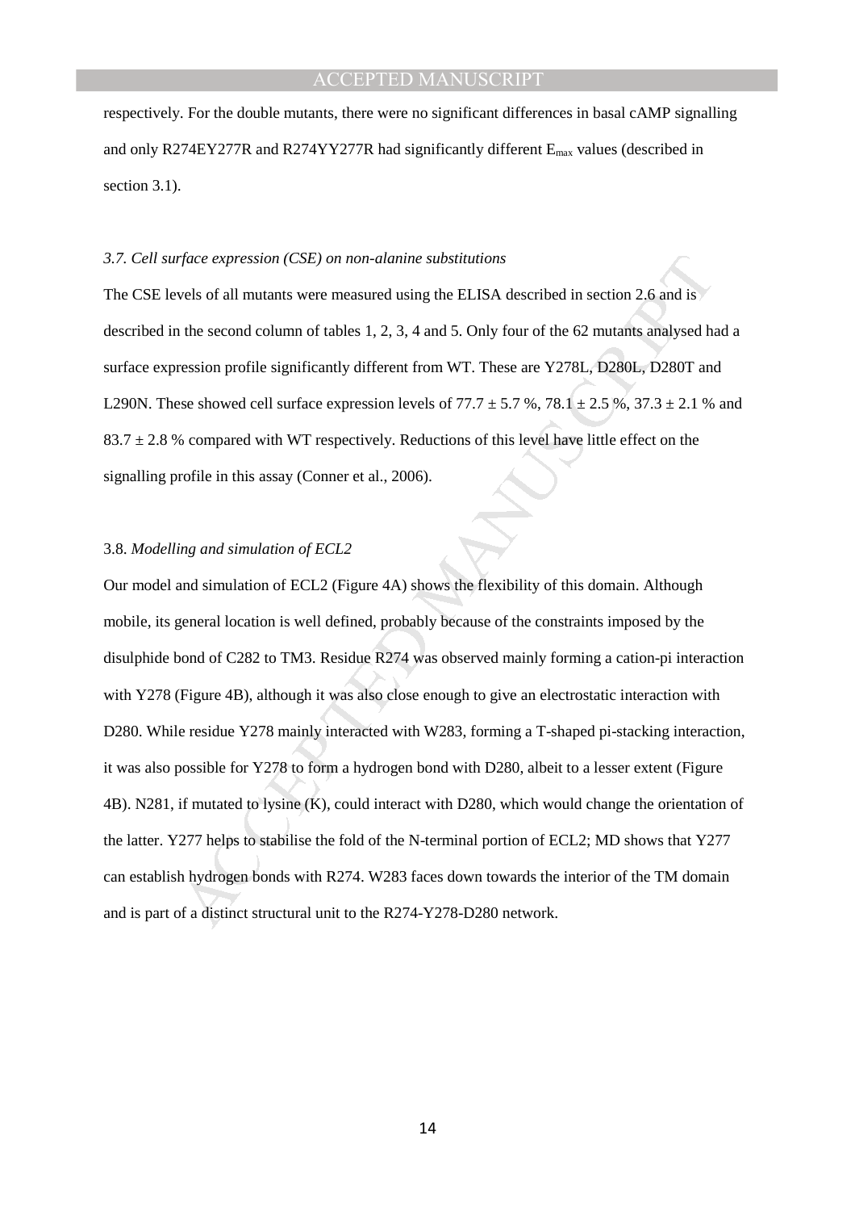respectively. For the double mutants, there were no significant differences in basal cAMP signalling and only R274EY277R and R274YY277R had significantly different $E_{max}$ values (described in section 3.1).

### *3.7. Cell surface expression (CSE) on non-alanine substitutions*

The CSE levels of all mutants were measured using the ELISA described in section 2.6 and is described in the second column of tables 1, 2, 3, 4 and 5. Only four of the 62 mutants analysed had a surface expression profile significantly different from WT. These are Y278L, D280L, D280T and L290N. These showed cell surface expression levels of $77.7 \pm 5.7$ %, $78.1 \pm 2.5$ %, $37.3 \pm 2.1$ % and $83.7 \pm 2.8$ % compared with WT respectively. Reductions of this level have little effect on the signalling profile in this assay (Conner et al., 2006).

### 3.8. *Modelling and simulation of ECL2*

Our model and simulation of ECL2 (Figure 4A) shows the flexibility of this domain. Although mobile, its general location is well defined, probably because of the constraints imposed by the disulphide bond of C282 to TM3. Residue R274 was observed mainly forming a cation-pi interaction with Y278 (Figure 4B), although it was also close enough to give an electrostatic interaction with D280. While residue Y278 mainly interacted with W283, forming a T-shaped pi-stacking interaction, it was also possible for Y278 to form a hydrogen bond with D280, albeit to a lesser extent (Figure 4B). N281, if mutated to lysine (K), could interact with D280, which would change the orientation of the latter. Y277 helps to stabilise the fold of the N-terminal portion of ECL2; MD shows that Y277 can establish hydrogen bonds with R274. W283 faces down towards the interior of the TM domain and is part of a distinct structural unit to the R274-Y278-D280 network.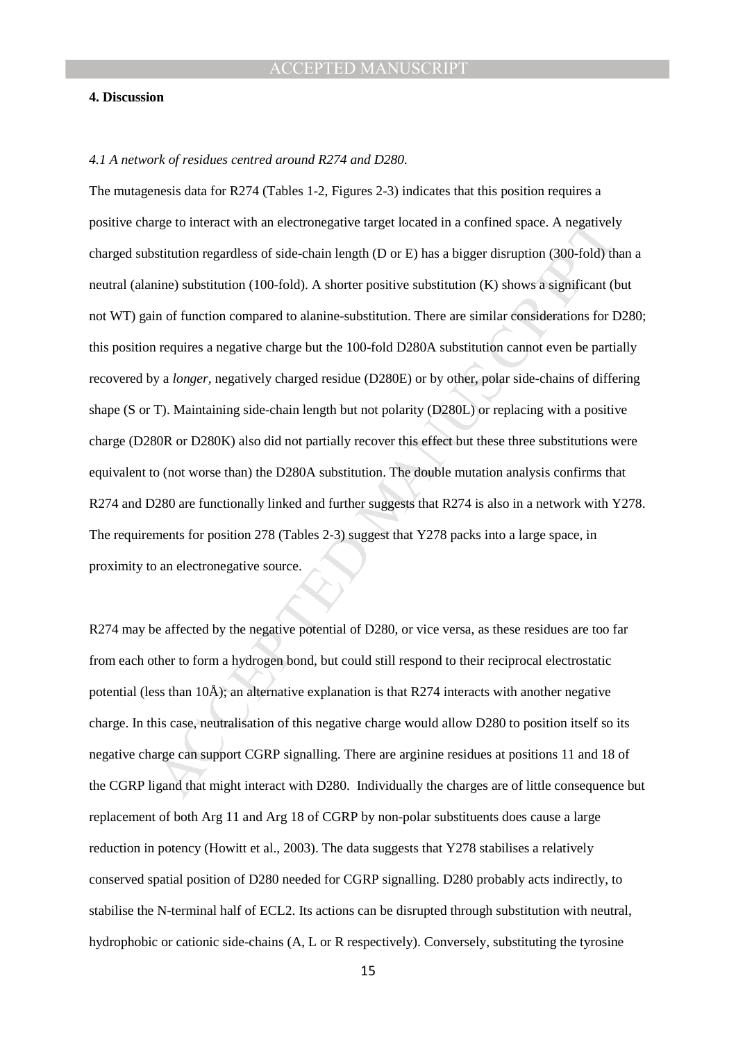## 4. Discussion

### *4.1 A network of residues centred around R274 and D280.*

The mutagenesis data for R274 (Tables 1-2, Figures 2-3) indicates that this position requires a positive charge to interact with an electronegative target located in a confined space. A negatively charged substitution regardless of side-chain length (D or E) has a bigger disruption (300-fold) than a neutral (alanine) substitution (100-fold). A shorter positive substitution (K) shows a significant (but not WT) gain of function compared to alanine-substitution. There are similar considerations for D280; this position requires a negative charge but the 100-fold D280A substitution cannot even be partially recovered by a *longer*, negatively charged residue (D280E) or by other, polar side-chains of differing shape (S or T). Maintaining side-chain length but not polarity (D280L) or replacing with a positive charge (D280R or D280K) also did not partially recover this effect but these three substitutions were equivalent to (not worse than) the D280A substitution. The double mutation analysis confirms that R274 and D280 are functionally linked and further suggests that R274 is also in a network with Y278. The requirements for position 278 (Tables 2-3) suggest that Y278 packs into a large space, in proximity to an electronegative source.

R274 may be affected by the negative potential of D280, or vice versa, as these residues are too far from each other to form a hydrogen bond, but could still respond to their reciprocal electrostatic potential (less than 10Å); an alternative explanation is that R274 interacts with another negative charge. In this case, neutralisation of this negative charge would allow D280 to position itself so its negative charge can support CGRP signalling. There are arginine residues at positions 11 and 18 of the CGRP ligand that might interact with D280. Individually the charges are of little consequence but replacement of both Arg 11 and Arg 18 of CGRP by non-polar substituents does cause a large reduction in potency (Howitt et al., 2003). The data suggests that Y278 stabilises a relatively conserved spatial position of D280 needed for CGRP signalling. D280 probably acts indirectly, to stabilise the N-terminal half of ECL2. Its actions can be disrupted through substitution with neutral, hydrophobic or cationic side-chains (A, L or R respectively). Conversely, substituting the tyrosine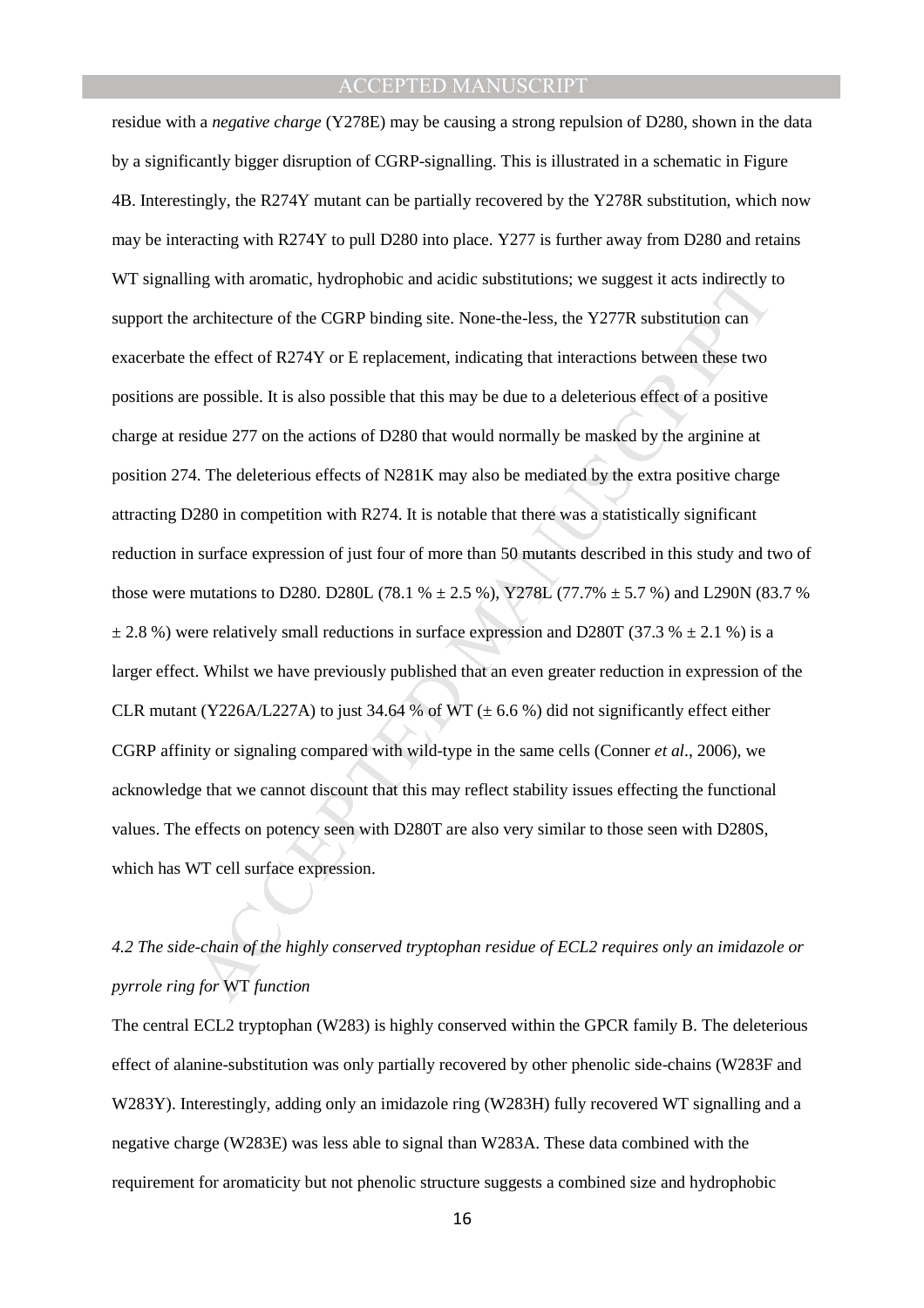residue with a *negative charge* (Y278E) may be causing a strong repulsion of D280, shown in the data by a significantly bigger disruption of CGRP-signalling. This is illustrated in a schematic in Figure 4B. Interestingly, the R274Y mutant can be partially recovered by the Y278R substitution, which now may be interacting with R274Y to pull D280 into place. Y277 is further away from D280 and retains WT signalling with aromatic, hydrophobic and acidic substitutions; we suggest it acts indirectly to support the architecture of the CGRP binding site. None-the-less, the Y277R substitution can exacerbate the effect of R274Y or E replacement, indicating that interactions between these two positions are possible. It is also possible that this may be due to a deleterious effect of a positive charge at residue 277 on the actions of D280 that would normally be masked by the arginine at position 274. The deleterious effects of N281K may also be mediated by the extra positive charge attracting D280 in competition with R274. It is notable that there was a statistically significant reduction in surface expression of just four of more than 50 mutants described in this study and two of those were mutations to D280. D280L (78.1 % ± 2.5 %), Y278L (77.7% ± 5.7 %) and L290N (83.7 % ± 2.8 %) were relatively small reductions in surface expression and D280T (37.3 % ± 2.1 %) is a larger effect. Whilst we have previously published that an even greater reduction in expression of the CLR mutant (Y226A/L227A) to just 34.64 % of WT (± 6.6 %) did not significantly effect either CGRP affinity or signaling compared with wild-type in the same cells (Conner *et al*., 2006), we acknowledge that we cannot discount that this may reflect stability issues effecting the functional values. The effects on potency seen with D280T are also very similar to those seen with D280S, which has WT cell surface expression.

### *4.2 The side-chain of the highly conserved tryptophan residue of ECL2 requires only an imidazole or pyrrole ring for* WT *function*

The central ECL2 tryptophan (W283) is highly conserved within the GPCR family B. The deleterious effect of alanine-substitution was only partially recovered by other phenolic side-chains (W283F and W283Y). Interestingly, adding only an imidazole ring (W283H) fully recovered WT signalling and a negative charge (W283E) was less able to signal than W283A. These data combined with the requirement for aromaticity but not phenolic structure suggests a combined size and hydrophobic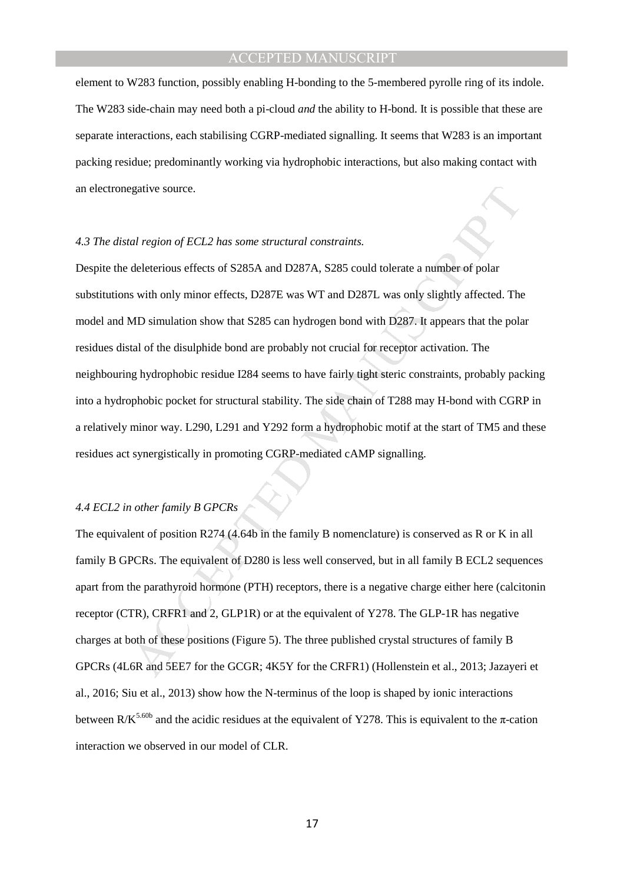element to W283 function, possibly enabling H-bonding to the 5-membered pyrolle ring of its indole. The W283 side-chain may need both a pi-cloud *and* the ability to H-bond. It is possible that these are separate interactions, each stabilising CGRP-mediated signalling. It seems that W283 is an important packing residue; predominantly working via hydrophobic interactions, but also making contact with an electronegative source.

### *4.3 The distal region of ECL2 has some structural constraints.*

Despite the deleterious effects of S285A and D287A, S285 could tolerate a number of polar substitutions with only minor effects, D287E was WT and D287L was only slightly affected. The model and MD simulation show that S285 can hydrogen bond with D287. It appears that the polar residues distal of the disulphide bond are probably not crucial for receptor activation. The neighbouring hydrophobic residue I284 seems to have fairly tight steric constraints, probably packing into a hydrophobic pocket for structural stability. The side chain of T288 may H-bond with CGRP in a relatively minor way. L290, L291 and Y292 form a hydrophobic motif at the start of TM5 and these residues act synergistically in promoting CGRP-mediated cAMP signalling.

### *4.4 ECL2 in other family B GPCRs*

The equivalent of position R274 (4.64b in the family B nomenclature) is conserved as R or K in all family B GPCRs. The equivalent of D280 is less well conserved, but in all family B ECL2 sequences apart from the parathyroid hormone (PTH) receptors, there is a negative charge either here (calcitonin receptor (CTR), CRFR1 and 2, GLP1R) or at the equivalent of Y278. The GLP-1R has negative charges at both of these positions (Figure 5). The three published crystal structures of family B GPCRs (4L6R and 5EE7 for the GCGR; 4K5Y for the CRFR1) (Hollenstein et al., 2013; Jazayeri et al., 2016; Siu et al., 2013) show how the N-terminus of the loop is shaped by ionic interactions between $R/K^{5.60b}$ and the acidic residues at the equivalent of Y278. This is equivalent to the $\pi$-cation interaction we observed in our model of CLR.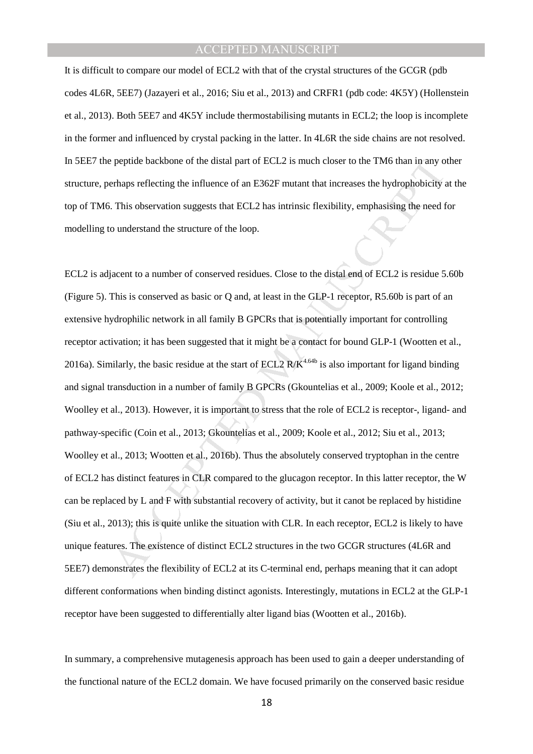It is difficult to compare our model of ECL2 with that of the crystal structures of the GCGR (pdb codes 4L6R, 5EE7) (Jazayeri et al., 2016; Siu et al., 2013) and CRFR1 (pdb code: 4K5Y) (Hollenstein et al., 2013). Both 5EE7 and 4K5Y include thermostabilising mutants in ECL2; the loop is incomplete in the former and influenced by crystal packing in the latter. In 4L6R the side chains are not resolved. In 5EE7 the peptide backbone of the distal part of ECL2 is much closer to the TM6 than in any other structure, perhaps reflecting the influence of an E362F mutant that increases the hydrophobicity at the top of TM6. This observation suggests that ECL2 has intrinsic flexibility, emphasising the need for modelling to understand the structure of the loop.

ECL2 is adjacent to a number of conserved residues. Close to the distal end of ECL2 is residue 5.60b (Figure 5). This is conserved as basic or Q and, at least in the GLP-1 receptor, R5.60b is part of an extensive hydrophilic network in all family B GPCRs that is potentially important for controlling receptor activation; it has been suggested that it might be a contact for bound GLP-1 (Wootten et al., 2016a). Similarly, the basic residue at the start of ECL2 $R/K^{4.64b}$ is also important for ligand binding and signal transduction in a number of family B GPCRs (Gkountelias et al., 2009; Koole et al., 2012; Woolley et al., 2013). However, it is important to stress that the role of ECL2 is receptor-, ligand- and pathway-specific (Coin et al., 2013; Gkountelias et al., 2009; Koole et al., 2012; Siu et al., 2013; Woolley et al., 2013; Wootten et al., 2016b). Thus the absolutely conserved tryptophan in the centre of ECL2 has distinct features in CLR compared to the glucagon receptor. In this latter receptor, the W can be replaced by L and F with substantial recovery of activity, but it canot be replaced by histidine (Siu et al., 2013); this is quite unlike the situation with CLR. In each receptor, ECL2 is likely to have unique features. The existence of distinct ECL2 structures in the two GCGR structures (4L6R and 5EE7) demonstrates the flexibility of ECL2 at its C-terminal end, perhaps meaning that it can adopt different conformations when binding distinct agonists. Interestingly, mutations in ECL2 at the GLP-1 receptor have been suggested to differentially alter ligand bias (Wootten et al., 2016b).

In summary, a comprehensive mutagenesis approach has been used to gain a deeper understanding of the functional nature of the ECL2 domain. We have focused primarily on the conserved basic residue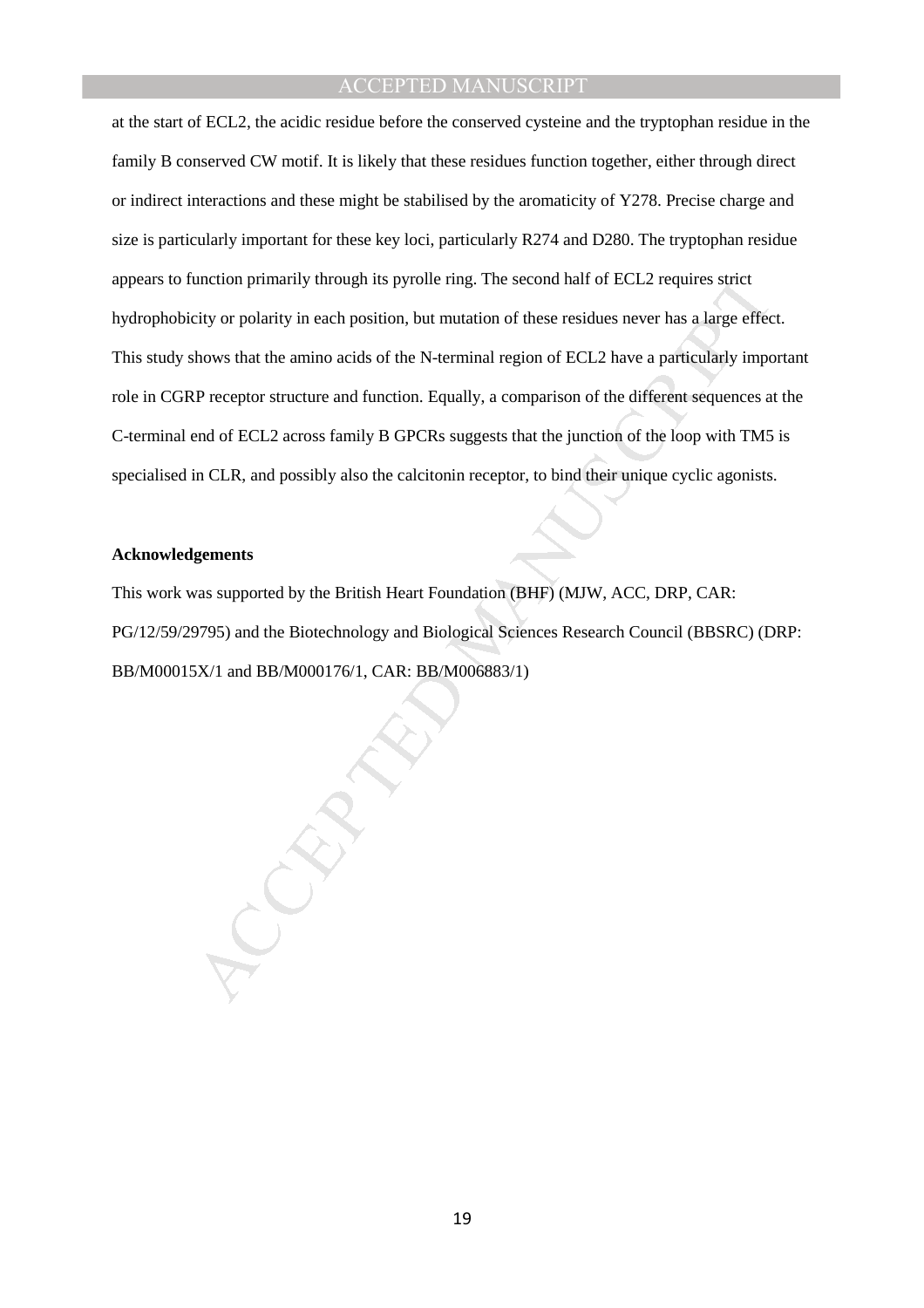at the start of ECL2, the acidic residue before the conserved cysteine and the tryptophan residue in the family B conserved CW motif. It is likely that these residues function together, either through direct or indirect interactions and these might be stabilised by the aromaticity of Y278. Precise charge and size is particularly important for these key loci, particularly R274 and D280. The tryptophan residue appears to function primarily through its pyrolle ring. The second half of ECL2 requires strict hydrophobicity or polarity in each position, but mutation of these residues never has a large effect. This study shows that the amino acids of the N-terminal region of ECL2 have a particularly important role in CGRP receptor structure and function. Equally, a comparison of the different sequences at the C-terminal end of ECL2 across family B GPCRs suggests that the junction of the loop with TM5 is specialised in CLR, and possibly also the calcitonin receptor, to bind their unique cyclic agonists.

**Acknowledgements**

This work was supported by the British Heart Foundation (BHF) (MJW, ACC, DRP, CAR: PG/12/59/29795) and the Biotechnology and Biological Sciences Research Council (BBSRC) (DRP: BB/M00015X/1 and BB/M000176/1, CAR: BB/M006883/1)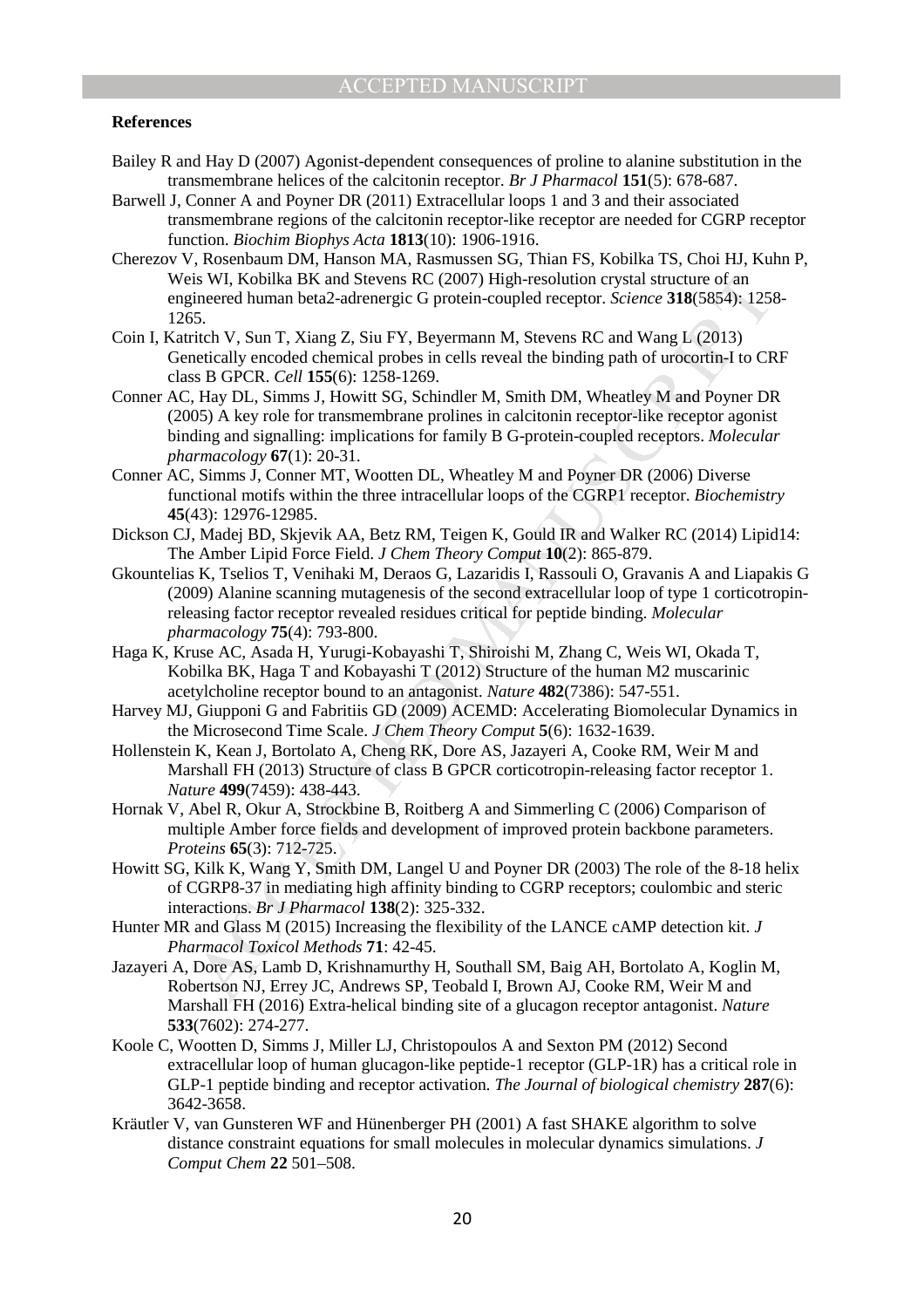**References**

Bailey R and Hay D (2007) Agonist-dependent consequences of proline to alanine substitution in the transmembrane helices of the calcitonin receptor. *Br J Pharmacol* **151**(5): 678-687.

Barwell J, Conner A and Poyner DR (2011) Extracellular loops 1 and 3 and their associated transmembrane regions of the calcitonin receptor-like receptor are needed for CGRP receptor function. *Biochim Biophys Acta* **1813**(10): 1906-1916.

Cherezov V, Rosenbaum DM, Hanson MA, Rasmussen SG, Thian FS, Kobilka TS, Choi HJ, Kuhn P, Weis WI, Kobilka BK and Stevens RC (2007) High-resolution crystal structure of an engineered human beta2-adrenergic G protein-coupled receptor. *Science* **318**(5854): 1258-1265.

Coin I, Katritch V, Sun T, Xiang Z, Siu FY, Beyermann M, Stevens RC and Wang L (2013) Genetically encoded chemical probes in cells reveal the binding path of urocortin-I to CRF class B GPCR. *Cell* **155**(6): 1258-1269.

Conner AC, Hay DL, Simms J, Howitt SG, Schindler M, Smith DM, Wheatley M and Poyner DR (2005) A key role for transmembrane prolines in calcitonin receptor-like receptor agonist binding and signalling: implications for family B G-protein-coupled receptors. *Molecular pharmacology* **67**(1): 20-31.

Conner AC, Simms J, Conner MT, Wootten DL, Wheatley M and Poyner DR (2006) Diverse functional motifs within the three intracellular loops of the CGRP1 receptor. *Biochemistry* **45**(43): 12976-12985.

Dickson CJ, Madej BD, Skjevik AA, Betz RM, Teigen K, Gould IR and Walker RC (2014) Lipid14: The Amber Lipid Force Field. *J Chem Theory Comput* **10**(2): 865-879.

Gkountelias K, Tselios T, Venihaki M, Deraos G, Lazaridis I, Rassouli O, Gravanis A and Liapakis G (2009) Alanine scanning mutagenesis of the second extracellular loop of type 1 corticotropin-releasing factor receptor revealed residues critical for peptide binding. *Molecular pharmacology* **75**(4): 793-800.

Haga K, Kruse AC, Asada H, Yurugi-Kobayashi T, Shiroishi M, Zhang C, Weis WI, Okada T, Kobilka BK, Haga T and Kobayashi T (2012) Structure of the human M2 muscarinic acetylcholine receptor bound to an antagonist. *Nature* **482**(7386): 547-551.

Harvey MJ, Giupponi G and Fabritiis GD (2009) ACEMD: Accelerating Biomolecular Dynamics in the Microsecond Time Scale. *J Chem Theory Comput* **5**(6): 1632-1639.

Hollenstein K, Kean J, Bortolato A, Cheng RK, Dore AS, Jazayeri A, Cooke RM, Weir M and Marshall FH (2013) Structure of class B GPCR corticotropin-releasing factor receptor 1. *Nature* **499**(7459): 438-443.

Hornak V, Abel R, Okur A, Strockbine B, Roitberg A and Simmerling C (2006) Comparison of multiple Amber force fields and development of improved protein backbone parameters. *Proteins* **65**(3): 712-725.

Howitt SG, Kilk K, Wang Y, Smith DM, Langel U and Poyner DR (2003) The role of the 8-18 helix of CGRP8-37 in mediating high affinity binding to CGRP receptors; coulombic and steric interactions. *Br J Pharmacol* **138**(2): 325-332.

Hunter MR and Glass M (2015) Increasing the flexibility of the LANCE cAMP detection kit. *J Pharmacol Toxicol Methods* **71**: 42-45.

Jazayeri A, Dore AS, Lamb D, Krishnamurthy H, Southall SM, Baig AH, Bortolato A, Koglin M, Robertson NJ, Errey JC, Andrews SP, Teobald I, Brown AJ, Cooke RM, Weir M and Marshall FH (2016) Extra-helical binding site of a glucagon receptor antagonist. *Nature* **533**(7602): 274-277.

Koole C, Wootten D, Simms J, Miller LJ, Christopoulos A and Sexton PM (2012) Second extracellular loop of human glucagon-like peptide-1 receptor (GLP-1R) has a critical role in GLP-1 peptide binding and receptor activation. *The Journal of biological chemistry* **287**(6): 3642-3658.

Kräutler V, van Gunsteren WF and Hünenberger PH (2001) A fast SHAKE algorithm to solve distance constraint equations for small molecules in molecular dynamics simulations. *J Comput Chem* **22** 501–508.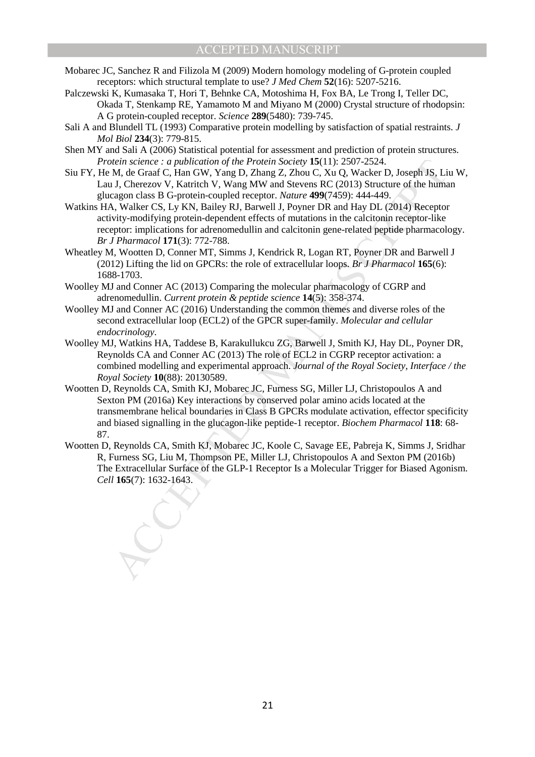Mobarec JC, Sanchez R and Filizola M (2009) Modern homology modeling of G-protein coupled receptors: which structural template to use? *J Med Chem* **52**(16): 5207-5216.

Palczewski K, Kumasaka T, Hori T, Behnke CA, Motoshima H, Fox BA, Le Trong I, Teller DC, Okada T, Stenkamp RE, Yamamoto M and Miyano M (2000) Crystal structure of rhodopsin: A G protein-coupled receptor. *Science* **289**(5480): 739-745.

Sali A and Blundell TL (1993) Comparative protein modelling by satisfaction of spatial restraints. *J Mol Biol* **234**(3): 779-815.

Shen MY and Sali A (2006) Statistical potential for assessment and prediction of protein structures. *Protein science : a publication of the Protein Society* **15**(11): 2507-2524.

Siu FY, He M, de Graaf C, Han GW, Yang D, Zhang Z, Zhou C, Xu Q, Wacker D, Joseph JS, Liu W, Lau J, Cherezov V, Katritch V, Wang MW and Stevens RC (2013) Structure of the human glucagon class B G-protein-coupled receptor. *Nature* **499**(7459): 444-449.

Watkins HA, Walker CS, Ly KN, Bailey RJ, Barwell J, Poyner DR and Hay DL (2014) Receptor activity-modifying protein-dependent effects of mutations in the calcitonin receptor-like receptor: implications for adrenomedullin and calcitonin gene-related peptide pharmacology. *Br J Pharmacol* **171**(3): 772-788.

Wheatley M, Wootten D, Conner MT, Simms J, Kendrick R, Logan RT, Poyner DR and Barwell J (2012) Lifting the lid on GPCRs: the role of extracellular loops. *Br J Pharmacol* **165**(6): 1688-1703.

Woolley MJ and Conner AC (2013) Comparing the molecular pharmacology of CGRP and adrenomedullin. *Current protein & peptide science* **14**(5): 358-374.

Woolley MJ and Conner AC (2016) Understanding the common themes and diverse roles of the second extracellular loop (ECL2) of the GPCR super-family. *Molecular and cellular endocrinology*.

Woolley MJ, Watkins HA, Taddese B, Karakullukcu ZG, Barwell J, Smith KJ, Hay DL, Poyner DR, Reynolds CA and Conner AC (2013) The role of ECL2 in CGRP receptor activation: a combined modelling and experimental approach. *Journal of the Royal Society, Interface / the Royal Society* **10**(88): 20130589.

Wootten D, Reynolds CA, Smith KJ, Mobarec JC, Furness SG, Miller LJ, Christopoulos A and Sexton PM (2016a) Key interactions by conserved polar amino acids located at the transmembrane helical boundaries in Class B GPCRs modulate activation, effector specificity and biased signalling in the glucagon-like peptide-1 receptor. *Biochem Pharmacol* **118**: 68-87.

Wootten D, Reynolds CA, Smith KJ, Mobarec JC, Koole C, Savage EE, Pabreja K, Simms J, Sridhar R, Furness SG, Liu M, Thompson PE, Miller LJ, Christopoulos A and Sexton PM (2016b) The Extracellular Surface of the GLP-1 Receptor Is a Molecular Trigger for Biased Agonism. *Cell* **165**(7): 1632-1643.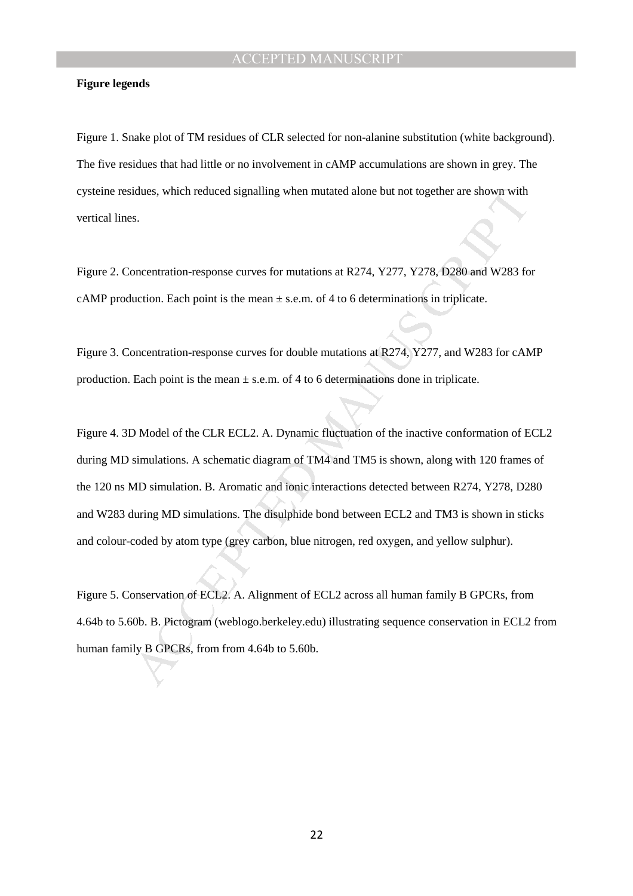**Figure legends**

Figure 1. Snake plot of TM residues of CLR selected for non-alanine substitution (white background). The five residues that had little or no involvement in cAMP accumulations are shown in grey. The cysteine residues, which reduced signalling when mutated alone but not together are shown with vertical lines.

Figure 2. Concentration-response curves for mutations at R274, Y277, Y278, D280 and W283 for cAMP production. Each point is the mean ± s.e.m. of 4 to 6 determinations in triplicate.

Figure 3. Concentration-response curves for double mutations at R274, Y277, and W283 for cAMP production. Each point is the mean ± s.e.m. of 4 to 6 determinations done in triplicate.

Figure 4. 3D Model of the CLR ECL2. A. Dynamic fluctuation of the inactive conformation of ECL2 during MD simulations. A schematic diagram of TM4 and TM5 is shown, along with 120 frames of the 120 ns MD simulation. B. Aromatic and ionic interactions detected between R274, Y278, D280 and W283 during MD simulations. The disulphide bond between ECL2 and TM3 is shown in sticks and colour-coded by atom type (grey carbon, blue nitrogen, red oxygen, and yellow sulphur).

Figure 5. Conservation of ECL2. A. Alignment of ECL2 across all human family B GPCRs, from 4.64b to 5.60b. B. Pictogram (weblogo.berkeley.edu) illustrating sequence conservation in ECL2 from human family B GPCRs, from from 4.64b to 5.60b.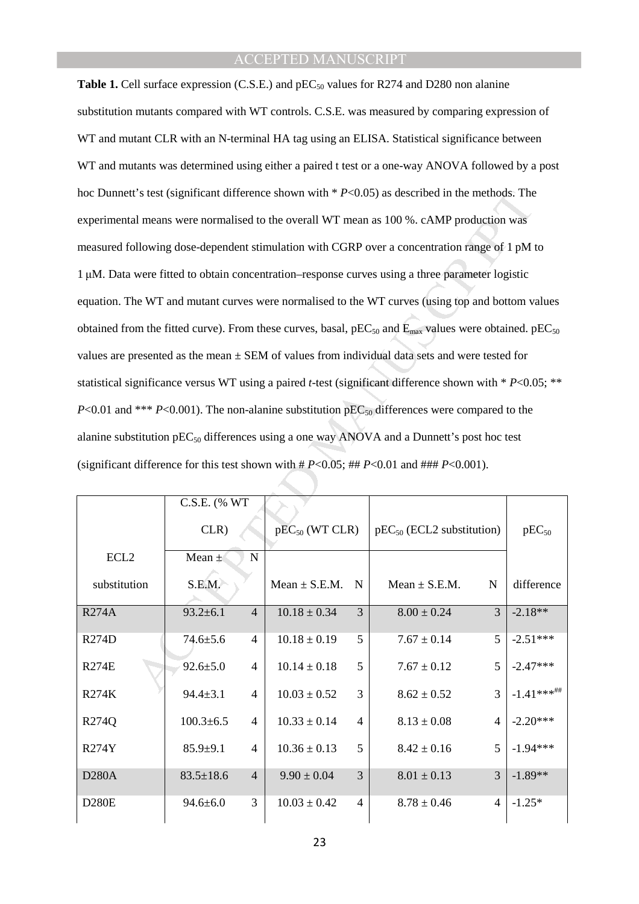**Table 1.** Cell surface expression (C.S.E.) and $pEC_{50}$ values for R274 and D280 non alanine substitution mutants compared with WT controls. C.S.E. was measured by comparing expression of WT and mutant CLR with an N-terminal HA tag using an ELISA. Statistical significance between WT and mutants was determined using either a paired t test or a one-way ANOVA followed by a post hoc Dunnett's test (significant difference shown with * $P$<0.05) as described in the methods. The experimental means were normalised to the overall WT mean as 100 %. cAMP production was measured following dose-dependent stimulation with CGRP over a concentration range of 1 pM to 1 μM. Data were fitted to obtain concentration–response curves using a three parameter logistic equation. The WT and mutant curves were normalised to the WT curves (using top and bottom values obtained from the fitted curve). From these curves, basal, $pEC_{50}$ and $E_{max}$ values were obtained. $pEC_{50}$ values are presented as the mean ± SEM of values from individual data sets and were tested for statistical significance versus WT using a paired *t*-test (significant difference shown with * $P$<0.05; ** $P$<0.01 and *** $P$<0.001). The non-alanine substitution $pEC_{50}$ differences were compared to the alanine substitution $pEC_{50}$ differences using a one way ANOVA and a Dunnett's post hoc test (significant difference for this test shown with # $P$<0.05; ## $P$<0.01 and ### $P$<0.001).

| ECL2 substitution | C.S.E. (% WT CLR) Mean ± S.E.M. | N | $pEC_{50}$ (WT CLR) Mean ± S.E.M. | N | $pEC_{50}$ (ECL2 substitution) Mean ± S.E.M. | N | $pEC_{50}$ difference |
|---|---|---|---|---|---|---|---|
| R274A | 93.2±6.1 | 4 | 10.18 ± 0.34 | 3 | 8.00 ± 0.24 | 3 | -2.18** |
| R274D | 74.6±5.6 | 4 | 10.18 ± 0.19 | 5 | 7.67 ± 0.14 | 5 | -2.51*** |
| R274E | 92.6±5.0 | 4 | 10.14 ± 0.18 | 5 | 7.67 ± 0.12 | 5 | -2.47*** |
| R274K | 94.4±3.1 | 4 | 10.03 ± 0.52 | 3 | 8.62 ± 0.52 | 3 | -1.41***## |
| R274Q | 100.3±6.5 | 4 | 10.33 ± 0.14 | 4 | 8.13 ± 0.08 | 4 | -2.20*** |
| R274Y | 85.9±9.1 | 4 | 10.36 ± 0.13 | 5 | 8.42 ± 0.16 | 5 | -1.94*** |
| D280A | 83.5±18.6 | 4 | 9.90 ± 0.04 | 3 | 8.01 ± 0.13 | 3 | -1.89** |
| D280E | 94.6±6.0 | 3 | 10.03 ± 0.42 | 4 | 8.78 ± 0.46 | 4 | -1.25* |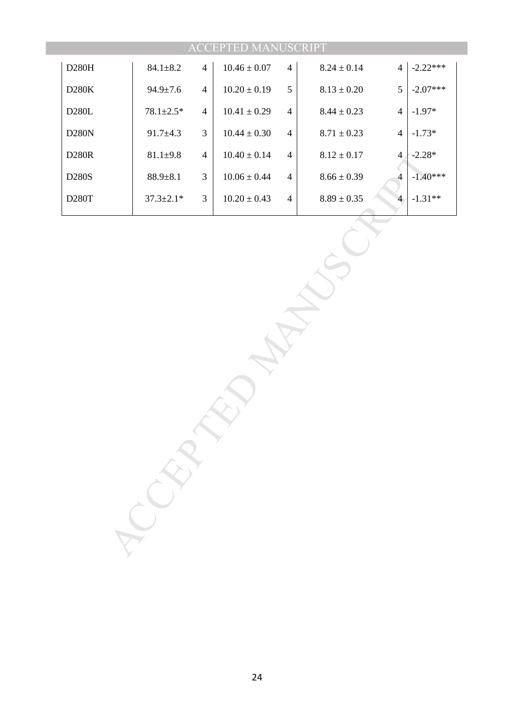| | | | | | | | |
|---|---|---|---|---|---|---|---|
| D280H | 84.1±8.2 | 4 | 10.46 ± 0.07 | 4 | 8.24 ± 0.14 | 4 | -2.22*** |
| D280K | 94.9±7.6 | 4 | 10.20 ± 0.19 | 5 | 8.13 ± 0.20 | 5 | -2.07*** |
| D280L | 78.1±2.5* | 4 | 10.41 ± 0.29 | 4 | 8.44 ± 0.23 | 4 | -1.97* |
| D280N | 91.7±4.3 | 3 | 10.44 ± 0.30 | 4 | 8.71 ± 0.23 | 4 | -1.73* |
| D280R | 81.1±9.8 | 4 | 10.40 ± 0.14 | 4 | 8.12 ± 0.17 | 4 | -2.28* |
| D280S | 88.9±8.1 | 3 | 10.06 ± 0.44 | 4 | 8.66 ± 0.39 | 4 | -1.40*** |
| D280T | 37.3±2.1* | 3 | 10.20 ± 0.43 | 4 | 8.89 ± 0.35 | 4 | -1.31** |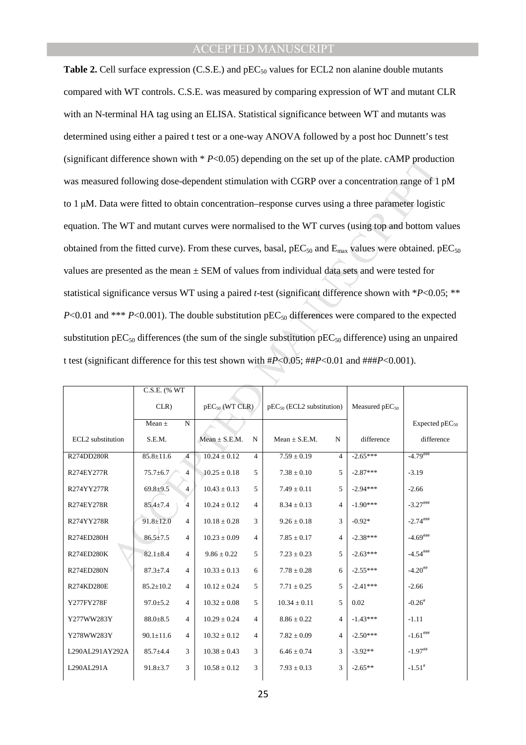**Table 2.** Cell surface expression (C.S.E.) and $pEC_{50}$ values for ECL2 non alanine double mutants compared with WT controls. C.S.E. was measured by comparing expression of WT and mutant CLR with an N-terminal HA tag using an ELISA. Statistical significance between WT and mutants was determined using either a paired t test or a one-way ANOVA followed by a post hoc Dunnett's test (significant difference shown with * $P$<0.05) depending on the set up of the plate. cAMP production was measured following dose-dependent stimulation with CGRP over a concentration range of 1 pM to 1 μM. Data were fitted to obtain concentration–response curves using a three parameter logistic equation. The WT and mutant curves were normalised to the WT curves (using top and bottom values obtained from the fitted curve). From these curves, basal, $pEC_{50}$ and $E_{max}$ values were obtained. $pEC_{50}$ values are presented as the mean ± SEM of values from individual data sets and were tested for statistical significance versus WT using a paired *t*-test (significant difference shown with *$P$<0.05; ** $P$<0.01 and *** $P$<0.001). The double substitution $pEC_{50}$ differences were compared to the expected substitution $pEC_{50}$ differences (the sum of the single substitution $pEC_{50}$ difference) using an unpaired t test (significant difference for this test shown with #$P$<0.05; ##$P$<0.01 and ###$P$<0.001).

| | C.S.E. (% WT CLR) | | $pEC_{50}$ (WT CLR) | | $pEC_{50}$ (ECL2 substitution) | | Measured $pEC_{50}$ | Expected $pEC_{50}$ |
|---|---|---|---|---|---|---|---|---|
| ECL2 substitution | Mean ± S.E.M. | N | Mean ± S.E.M. | N | Mean ± S.E.M. | N | difference | difference |
| R274DD280R | 85.8±11.6 | 4 | 10.24 ± 0.12 | 4 | 7.59 ± 0.19 | 4 | -2.65*** | -4.79### |
| R274EY277R | 75.7±6.7 | 4 | 10.25 ± 0.18 | 5 | 7.38 ± 0.10 | 5 | -2.87*** | -3.19 |
| R274YY277R | 69.8±9.5 | 4 | 10.43 ± 0.13 | 5 | 7.49 ± 0.11 | 5 | -2.94*** | -2.66 |
| R274EY278R | 85.4±7.4 | 4 | 10.24 ± 0.12 | 4 | 8.34 ± 0.13 | 4 | -1.90*** | -3.27### |
| R274YY278R | 91.8±12.0 | 4 | 10.18 ± 0.28 | 3 | 9.26 ± 0.18 | 3 | -0.92* | -2.74### |
| R274ED280H | 86.5±7.5 | 4 | 10.23 ± 0.09 | 4 | 7.85 ± 0.17 | 4 | -2.38*** | -4.69### |
| R274ED280K | 82.1±8.4 | 4 | 9.86 ± 0.22 | 5 | 7.23 ± 0.23 | 5 | -2.63*** | -4.54### |
| R274ED280N | 87.3±7.4 | 4 | 10.33 ± 0.13 | 6 | 7.78 ± 0.28 | 6 | -2.55*** | -4.20## |
| R274KD280E | 85.2±10.2 | 4 | 10.12 ± 0.24 | 5 | 7.71 ± 0.25 | 5 | -2.41*** | -2.66 |
| Y277FY278F | 97.0±5.2 | 4 | 10.32 ± 0.08 | 5 | 10.34 ± 0.11 | 5 | 0.02 | -0.26# |
| Y277WW283Y | 88.0±8.5 | 4 | 10.29 ± 0.24 | 4 | 8.86 ± 0.22 | 4 | -1.43*** | -1.11 |
| Y278WW283Y | 90.1±11.6 | 4 | 10.32 ± 0.12 | 4 | 7.82 ± 0.09 | 4 | -2.50*** | -1.61### |
| L290AL291AY292A | 85.7±4.4 | 3 | 10.38 ± 0.43 | 3 | 6.46 ± 0.74 | 3 | -3.92** | -1.97## |
| L290AL291A | 91.8±3.7 | 3 | 10.58 ± 0.12 | 3 | 7.93 ± 0.13 | 3 | -2.65** | -1.51# |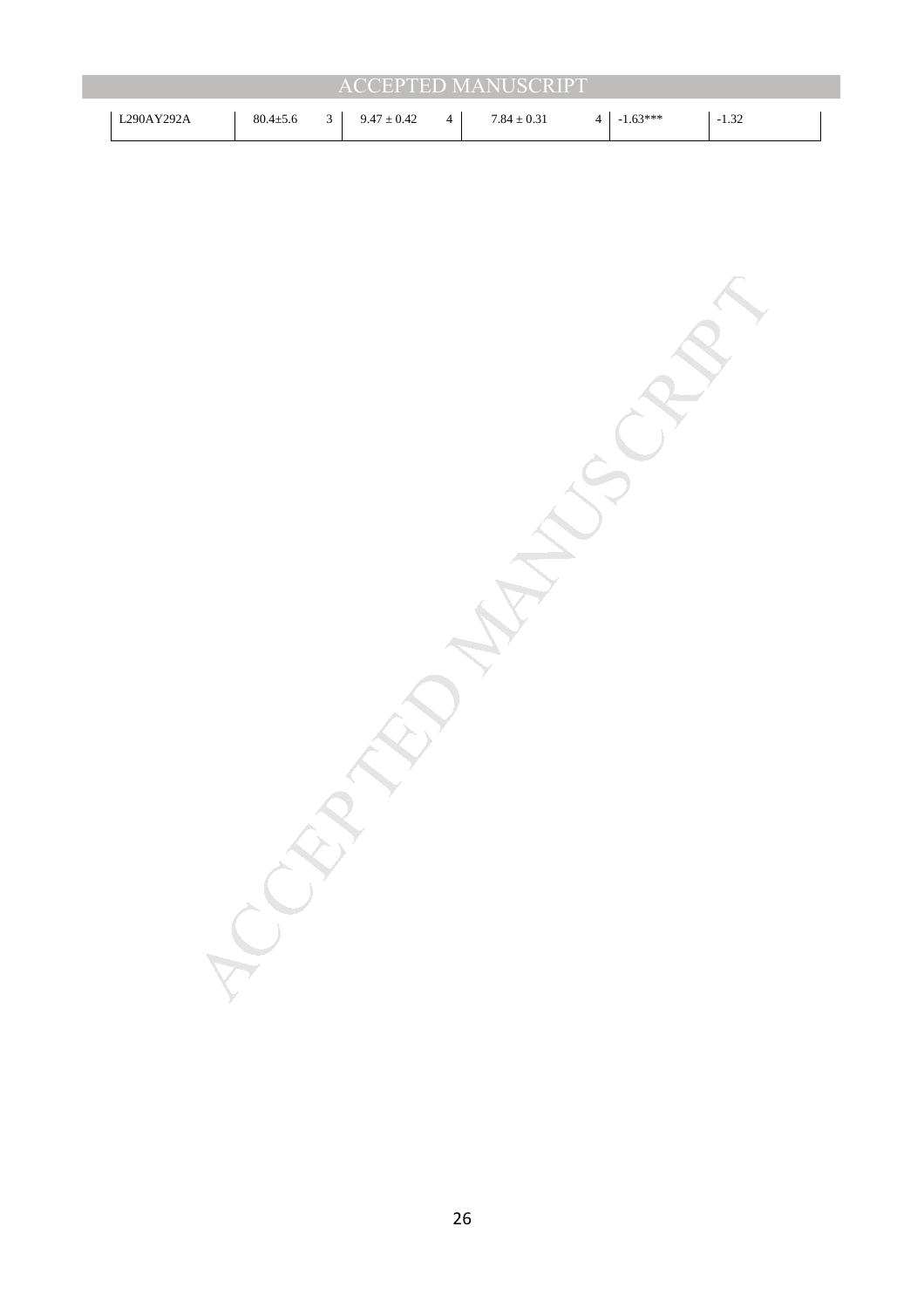| L290AY292A | 80.4±5.6 | 3 | 9.47 ± 0.42 | 4 | 7.84 ± 0.31 | 4 | -1.63*** | -1.32 |
|---|---|---|---|---|---|---|---|---|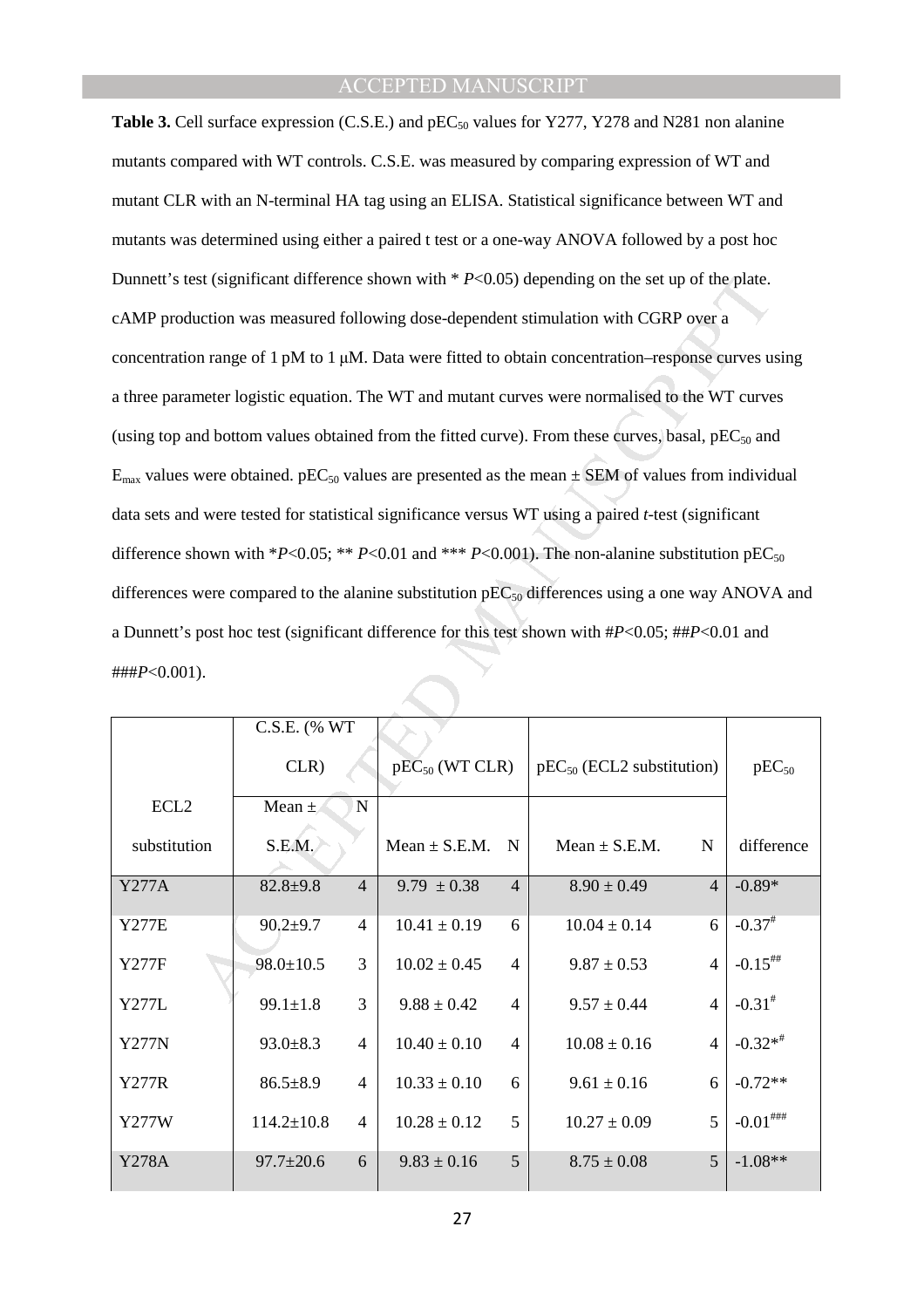**Table 3.** Cell surface expression (C.S.E.) and $pEC_{50}$ values for Y277, Y278 and N281 non alanine mutants compared with WT controls. C.S.E. was measured by comparing expression of WT and mutant CLR with an N-terminal HA tag using an ELISA. Statistical significance between WT and mutants was determined using either a paired t test or a one-way ANOVA followed by a post hoc Dunnett's test (significant difference shown with * $P<0.05$) depending on the set up of the plate. cAMP production was measured following dose-dependent stimulation with CGRP over a concentration range of 1 pM to 1 μM. Data were fitted to obtain concentration–response curves using a three parameter logistic equation. The WT and mutant curves were normalised to the WT curves (using top and bottom values obtained from the fitted curve). From these curves, basal, $pEC_{50}$ and $E_{max}$ values were obtained. $pEC_{50}$ values are presented as the mean ± SEM of values from individual data sets and were tested for statistical significance versus WT using a paired *t*-test (significant difference shown with *$P<0.05$; ** $P<0.01$ and *** $P<0.001$). The non-alanine substitution $pEC_{50}$ differences were compared to the alanine substitution $pEC_{50}$ differences using a one way ANOVA and a Dunnett's post hoc test (significant difference for this test shown with #$P<0.05$; ##$P<0.01$ and ###$P<0.001$).

| ECL2 substitution | C.S.E. (% WT CLR) Mean ± S.E.M. | N | $pEC_{50}$ (WT CLR) Mean ± S.E.M. | N | $pEC_{50}$ (ECL2 substitution) Mean ± S.E.M. | N | $pEC_{50}$ difference |
|---|---|---|---|---|---|---|---|
| Y277A | 82.8±9.8 | 4 | 9.79 ± 0.38 | 4 | 8.90 ± 0.49 | 4 | -0.89* |
| Y277E | 90.2±9.7 | 4 | 10.41 ± 0.19 | 6 | 10.04 ± 0.14 | 6 | -0.37# |
| Y277F | 98.0±10.5 | 3 | 10.02 ± 0.45 | 4 | 9.87 ± 0.53 | 4 | -0.15## |
| Y277L | 99.1±1.8 | 3 | 9.88 ± 0.42 | 4 | 9.57 ± 0.44 | 4 | -0.31# |
| Y277N | 93.0±8.3 | 4 | 10.40 ± 0.10 | 4 | 10.08 ± 0.16 | 4 | -0.32*# |
| Y277R | 86.5±8.9 | 4 | 10.33 ± 0.10 | 6 | 9.61 ± 0.16 | 6 | -0.72** |
| Y277W | 114.2±10.8 | 4 | 10.28 ± 0.12 | 5 | 10.27 ± 0.09 | 5 | -0.01### |
| Y278A | 97.7±20.6 | 6 | 9.83 ± 0.16 | 5 | 8.75 ± 0.08 | 5 | -1.08** |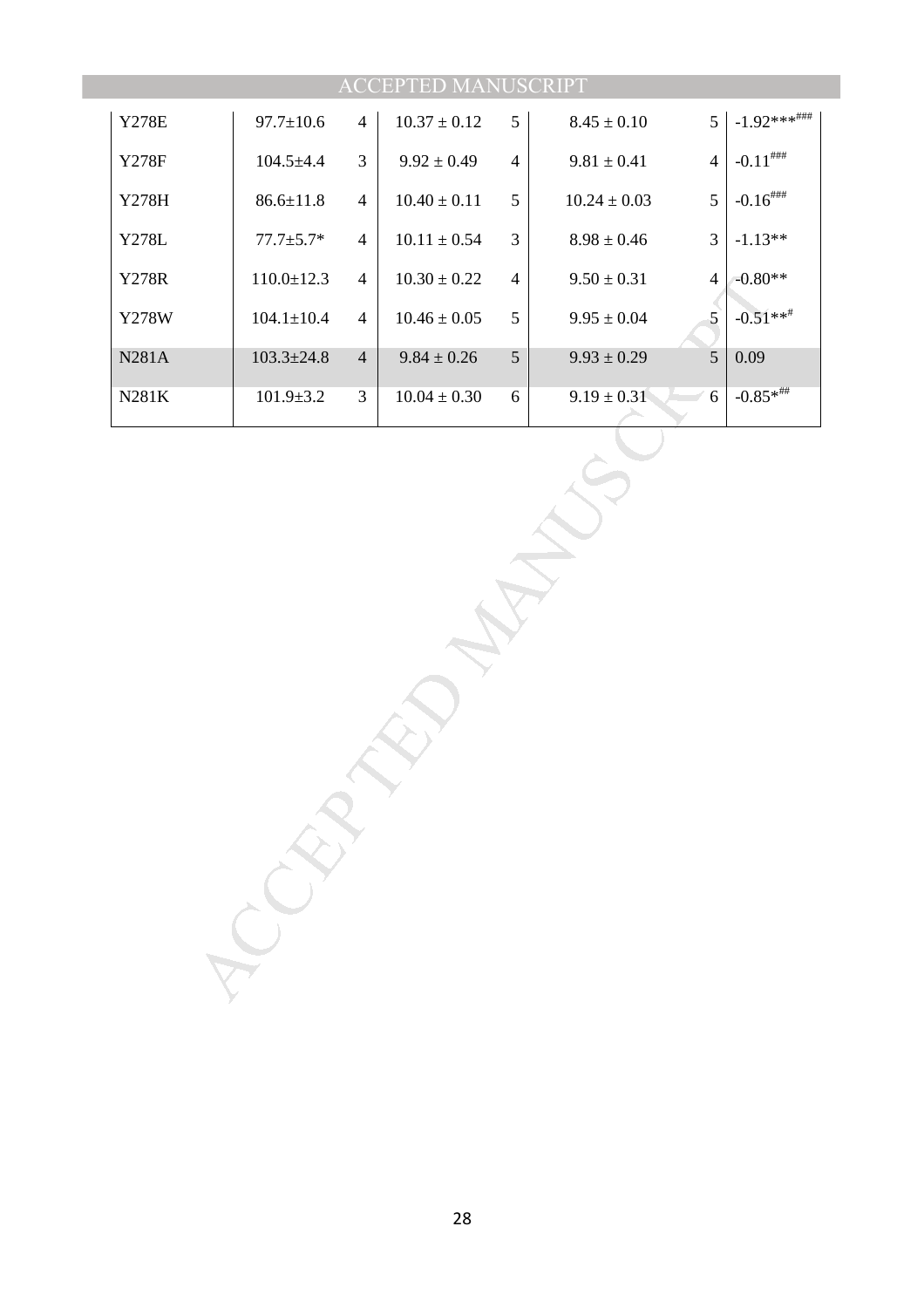| | | | | | | | |
|---|---|---|---|---|---|---|---|
| Y278E | 97.7±10.6 | 4 | 10.37 ± 0.12 | 5 | 8.45 ± 0.10 | 5 | -1.92***[###] |
| Y278F | 104.5±4.4 | 3 | 9.92 ± 0.49 | 4 | 9.81 ± 0.41 | 4 | -0.11[###] |
| Y278H | 86.6±11.8 | 4 | 10.40 ± 0.11 | 5 | 10.24 ± 0.03 | 5 | -0.16[###] |
| Y278L | 77.7±5.7* | 4 | 10.11 ± 0.54 | 3 | 8.98 ± 0.46 | 3 | -1.13** |
| Y278R | 110.0±12.3 | 4 | 10.30 ± 0.22 | 4 | 9.50 ± 0.31 | 4 | -0.80** |
| Y278W | 104.1±10.4 | 4 | 10.46 ± 0.05 | 5 | 9.95 ± 0.04 | 5 | -0.51**[#] |
| N281A | 103.3±24.8 | 4 | 9.84 ± 0.26 | 5 | 9.93 ± 0.29 | 5 | 0.09 |
| N281K | 101.9±3.2 | 3 | 10.04 ± 0.30 | 6 | 9.19 ± 0.31 | 6 | -0.85*[##] |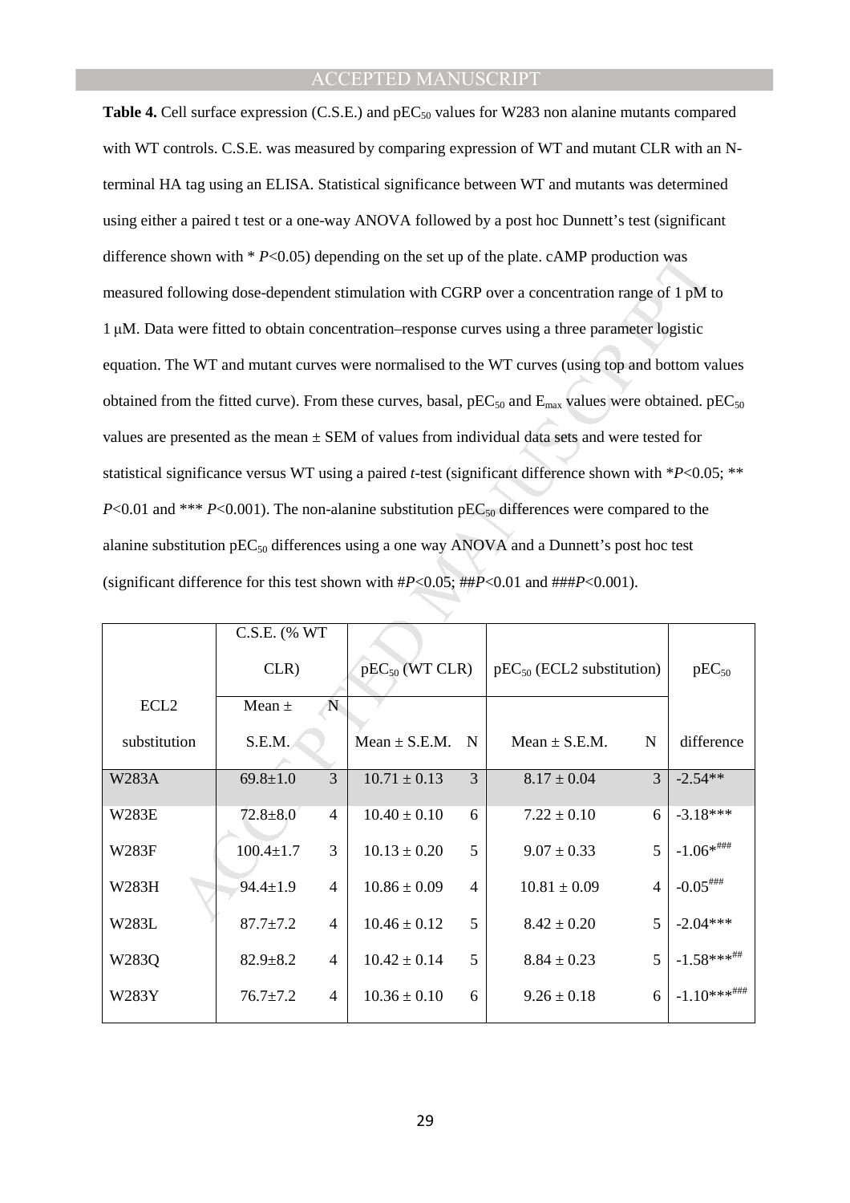**Table 4.** Cell surface expression (C.S.E.) and $pEC_{50}$ values for W283 non alanine mutants compared with WT controls. C.S.E. was measured by comparing expression of WT and mutant CLR with an N-terminal HA tag using an ELISA. Statistical significance between WT and mutants was determined using either a paired t test or a one-way ANOVA followed by a post hoc Dunnett's test (significant difference shown with * $P<0.05$) depending on the set up of the plate. cAMP production was measured following dose-dependent stimulation with CGRP over a concentration range of 1 pM to 1 μM. Data were fitted to obtain concentration–response curves using a three parameter logistic equation. The WT and mutant curves were normalised to the WT curves (using top and bottom values obtained from the fitted curve). From these curves, basal, $pEC_{50}$ and $E_{max}$ values were obtained. $pEC_{50}$ values are presented as the mean ± SEM of values from individual data sets and were tested for statistical significance versus WT using a paired *t*-test (significant difference shown with *$P<0.05$; ** $P<0.01$ and *** $P<0.001$). The non-alanine substitution $pEC_{50}$ differences were compared to the alanine substitution $pEC_{50}$ differences using a one way ANOVA and a Dunnett's post hoc test (significant difference for this test shown with #$P<0.05$; ##$P<0.01$ and ###$P<0.001$).

| ECL2 substitution | C.S.E. (% WT CLR) | | $pEC_{50}$ (WT CLR) | | $pEC_{50}$ (ECL2 substitution) | | $pEC_{50}$ difference |
|---|---|---|---|---|---|---|---|
| | Mean ± S.E.M. | N | Mean ± S.E.M. | N | Mean ± S.E.M. | N | |
| W283A | 69.8±1.0 | 3 | 10.71 ± 0.13 | 3 | 8.17 ± 0.04 | 3 | -2.54** |
| W283E | 72.8±8.0 | 4 | 10.40 ± 0.10 | 6 | 7.22 ± 0.10 | 6 | -3.18*** |
| W283F | 100.4±1.7 | 3 | 10.13 ± 0.20 | 5 | 9.07 ± 0.33 | 5 | -1.06*### |
| W283H | 94.4±1.9 | 4 | 10.86 ± 0.09 | 4 | 10.81 ± 0.09 | 4 | -0.05### |
| W283L | 87.7±7.2 | 4 | 10.46 ± 0.12 | 5 | 8.42 ± 0.20 | 5 | -2.04*** |
| W283Q | 82.9±8.2 | 4 | 10.42 ± 0.14 | 5 | 8.84 ± 0.23 | 5 | -1.58***## |
| W283Y | 76.7±7.2 | 4 | 10.36 ± 0.10 | 6 | 9.26 ± 0.18 | 6 | -1.10***### |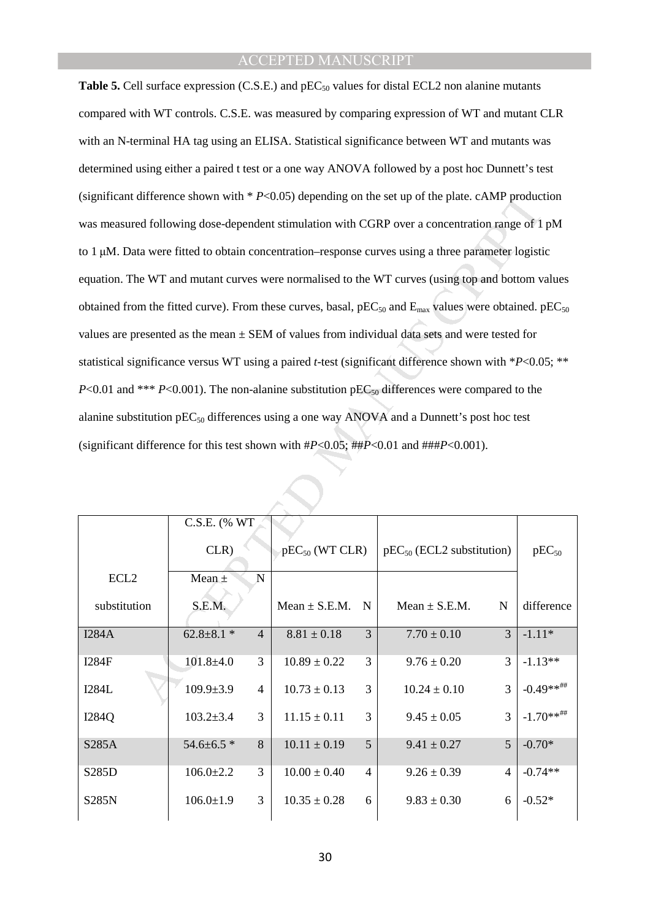**Table 5.** Cell surface expression (C.S.E.) and $pEC_{50}$ values for distal ECL2 non alanine mutants compared with WT controls. C.S.E. was measured by comparing expression of WT and mutant CLR with an N-terminal HA tag using an ELISA. Statistical significance between WT and mutants was determined using either a paired t test or a one way ANOVA followed by a post hoc Dunnett's test (significant difference shown with * $P<0.05$) depending on the set up of the plate. cAMP production was measured following dose-dependent stimulation with CGRP over a concentration range of 1 pM to 1 μM. Data were fitted to obtain concentration–response curves using a three parameter logistic equation. The WT and mutant curves were normalised to the WT curves (using top and bottom values obtained from the fitted curve). From these curves, basal, $pEC_{50}$ and $E_{max}$ values were obtained. $pEC_{50}$ values are presented as the mean ± SEM of values from individual data sets and were tested for statistical significance versus WT using a paired *t*-test (significant difference shown with *$P<0.05$; ** $P<0.01$ and *** $P<0.001$). The non-alanine substitution $pEC_{50}$ differences were compared to the alanine substitution $pEC_{50}$ differences using a one way ANOVA and a Dunnett's post hoc test (significant difference for this test shown with #$P<0.05$; ##$P<0.01$ and ###$P<0.001$).

| ECL2 substitution | C.S.E. (% WT CLR) Mean ± S.E.M. | N | $pEC_{50}$ (WT CLR) Mean ± S.E.M. | N | $pEC_{50}$ (ECL2 substitution) Mean ± S.E.M. | N | $pEC_{50}$ difference |
|---|---|---|---|---|---|---|---|
| I284A | 62.8±8.1 * | 4 | 8.81 ± 0.18 | 3 | 7.70 ± 0.10 | 3 | -1.11* |
| I284F | 101.8±4.0 | 3 | 10.89 ± 0.22 | 3 | 9.76 ± 0.20 | 3 | -1.13** |
| I284L | 109.9±3.9 | 4 | 10.73 ± 0.13 | 3 | 10.24 ± 0.10 | 3 | -0.49**## |
| I284Q | 103.2±3.4 | 3 | 11.15 ± 0.11 | 3 | 9.45 ± 0.05 | 3 | -1.70**## |
| S285A | 54.6±6.5 * | 8 | 10.11 ± 0.19 | 5 | 9.41 ± 0.27 | 5 | -0.70* |
| S285D | 106.0±2.2 | 3 | 10.00 ± 0.40 | 4 | 9.26 ± 0.39 | 4 | -0.74** |
| S285N | 106.0±1.9 | 3 | 10.35 ± 0.28 | 6 | 9.83 ± 0.30 | 6 | -0.52* |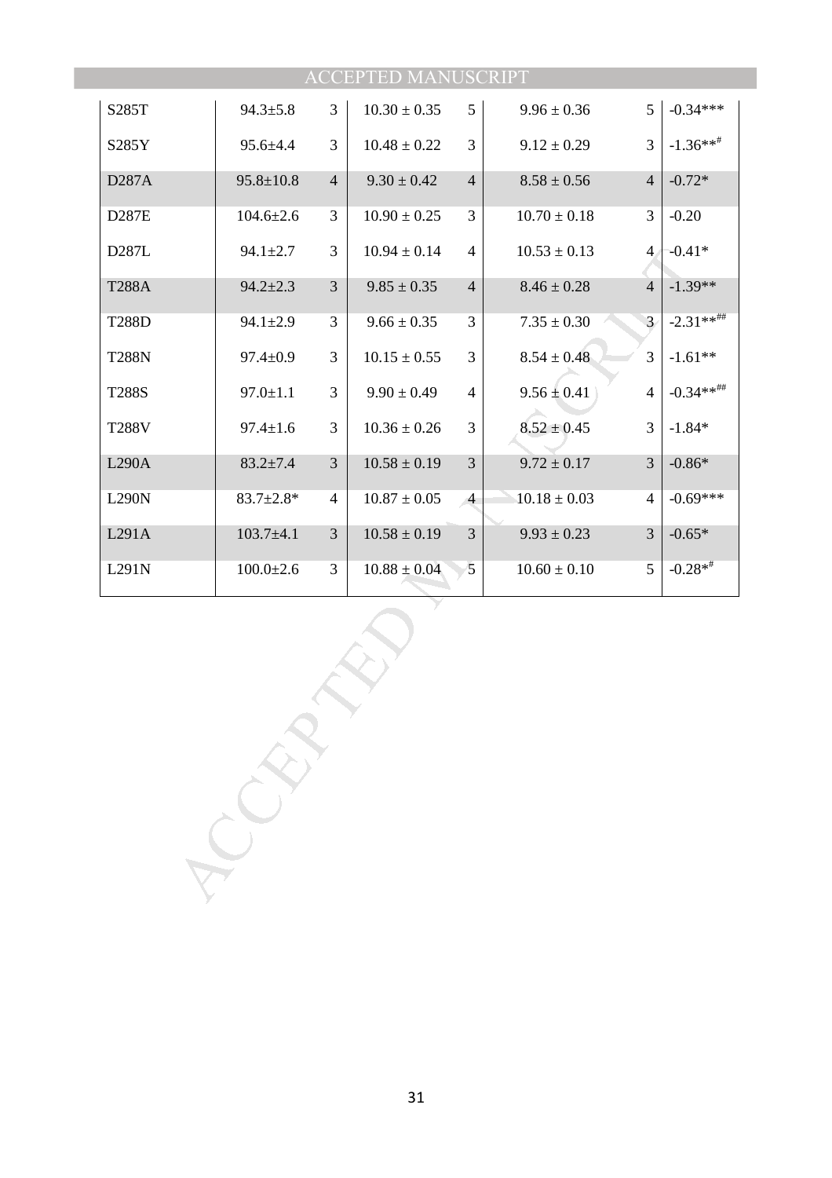| | | | | | | | |
|---|---|---|---|---|---|---|---|
| S285T | 94.3±5.8 | 3 | 10.30 ± 0.35 | 5 | 9.96 ± 0.36 | 5 | -0.34*** |
| S285Y | 95.6±4.4 | 3 | 10.48 ± 0.22 | 3 | 9.12 ± 0.29 | 3 | -1.36**# |
| D287A | 95.8±10.8 | 4 | 9.30 ± 0.42 | 4 | 8.58 ± 0.56 | 4 | -0.72* |
| D287E | 104.6±2.6 | 3 | 10.90 ± 0.25 | 3 | 10.70 ± 0.18 | 3 | -0.20 |
| D287L | 94.1±2.7 | 3 | 10.94 ± 0.14 | 4 | 10.53 ± 0.13 | 4 | -0.41* |
| T288A | 94.2±2.3 | 3 | 9.85 ± 0.35 | 4 | 8.46 ± 0.28 | 4 | -1.39** |
| T288D | 94.1±2.9 | 3 | 9.66 ± 0.35 | 3 | 7.35 ± 0.30 | 3 | -2.31**## |
| T288N | 97.4±0.9 | 3 | 10.15 ± 0.55 | 3 | 8.54 ± 0.48 | 3 | -1.61** |
| T288S | 97.0±1.1 | 3 | 9.90 ± 0.49 | 4 | 9.56 ± 0.41 | 4 | -0.34**## |
| T288V | 97.4±1.6 | 3 | 10.36 ± 0.26 | 3 | 8.52 ± 0.45 | 3 | -1.84* |
| L290A | 83.2±7.4 | 3 | 10.58 ± 0.19 | 3 | 9.72 ± 0.17 | 3 | -0.86* |
| L290N | 83.7±2.8* | 4 | 10.87 ± 0.05 | 4 | 10.18 ± 0.03 | 4 | -0.69*** |
| L291A | 103.7±4.1 | 3 | 10.58 ± 0.19 | 3 | 9.93 ± 0.23 | 3 | -0.65* |
| L291N | 100.0±2.6 | 3 | 10.88 ± 0.04 | 5 | 10.60 ± 0.10 | 5 | -0.28*# |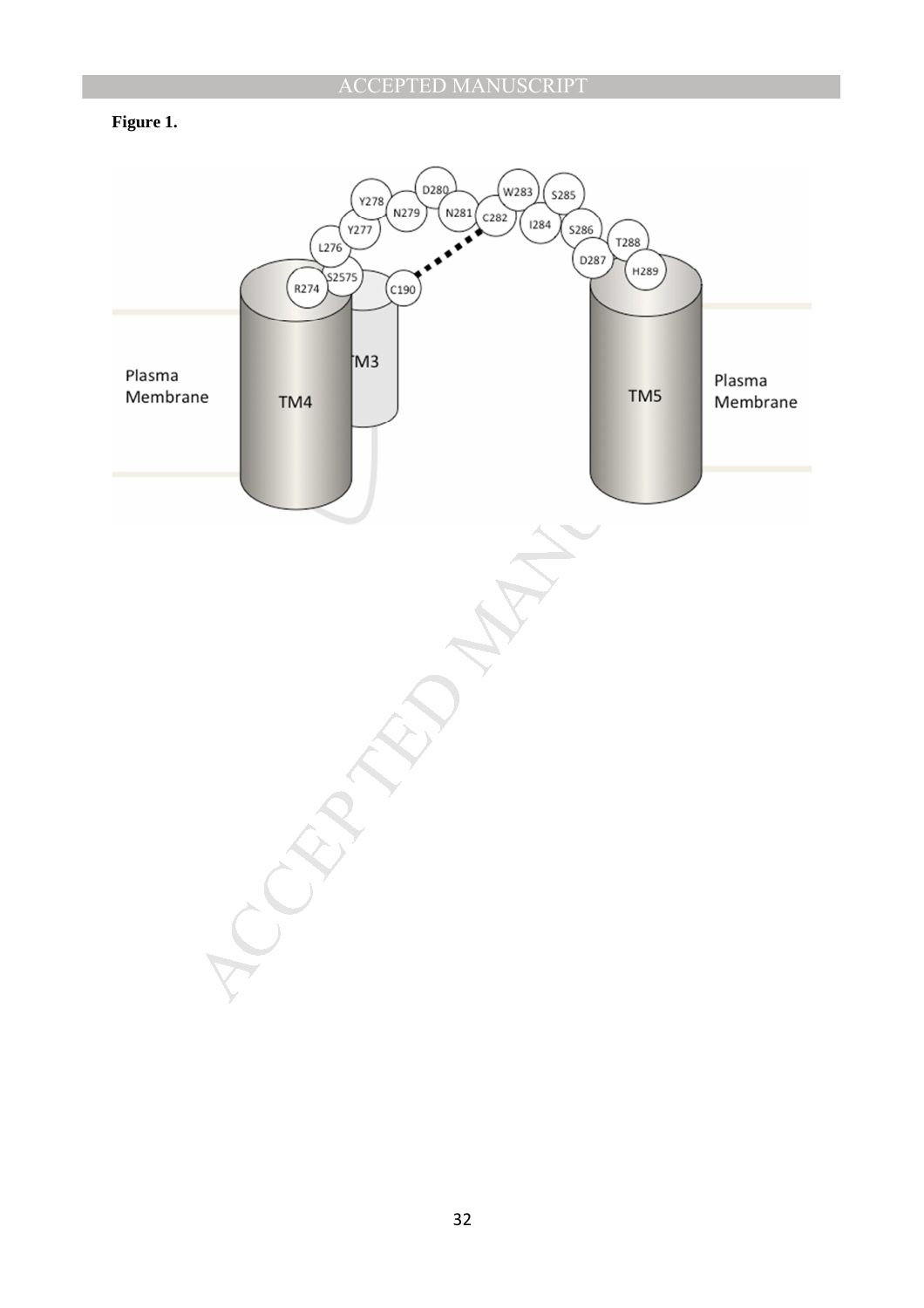**Figure 1.**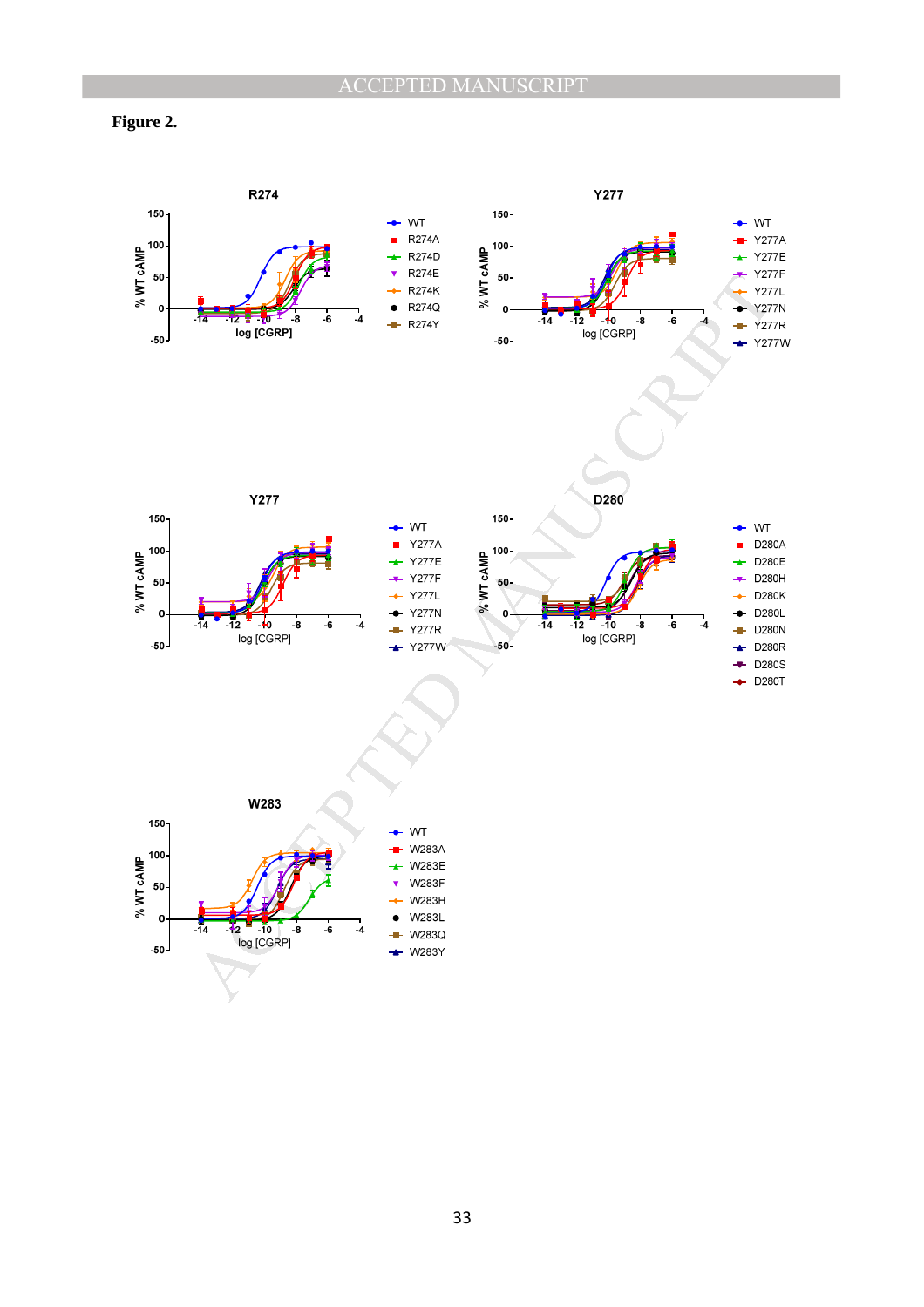**Figure 2.**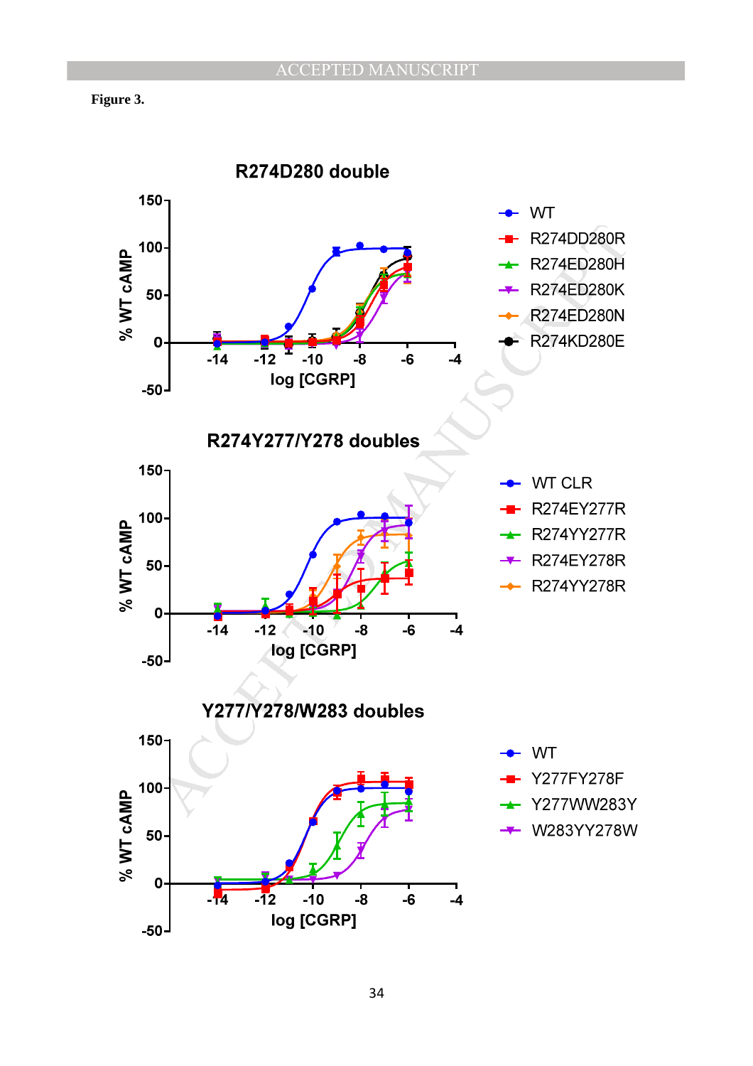**Figure 3.**

## R274D280 double

% WT cAMP vs log [CGRP]

Legend: WT, R274DD280R, R274ED280H, R274ED280K, R274ED280N, R274KD280E

## R274Y277/Y278 doubles

% WT cAMP vs log [CGRP]

Legend: WT CLR, R274EY277R, R274YY277R, R274EY278R, R274YY278R

## Y277/Y278/W283 doubles

% WT cAMP vs log [CGRP]

Legend: WT, Y277FY278F, Y277WW283Y, W283YY278W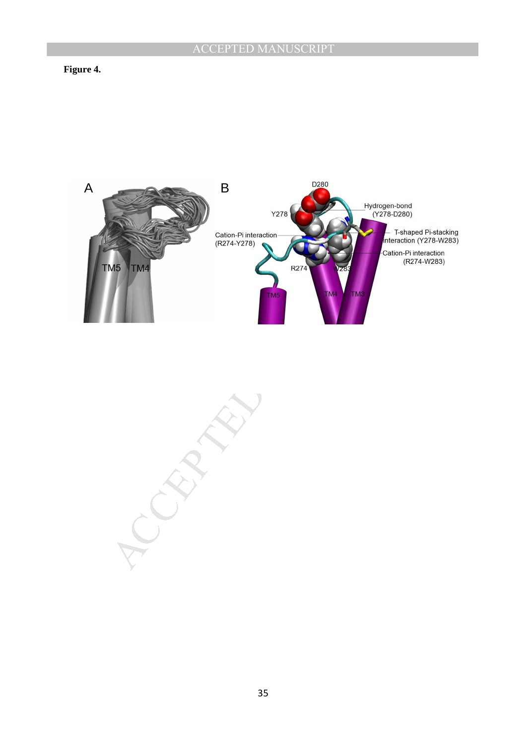**Figure 4.**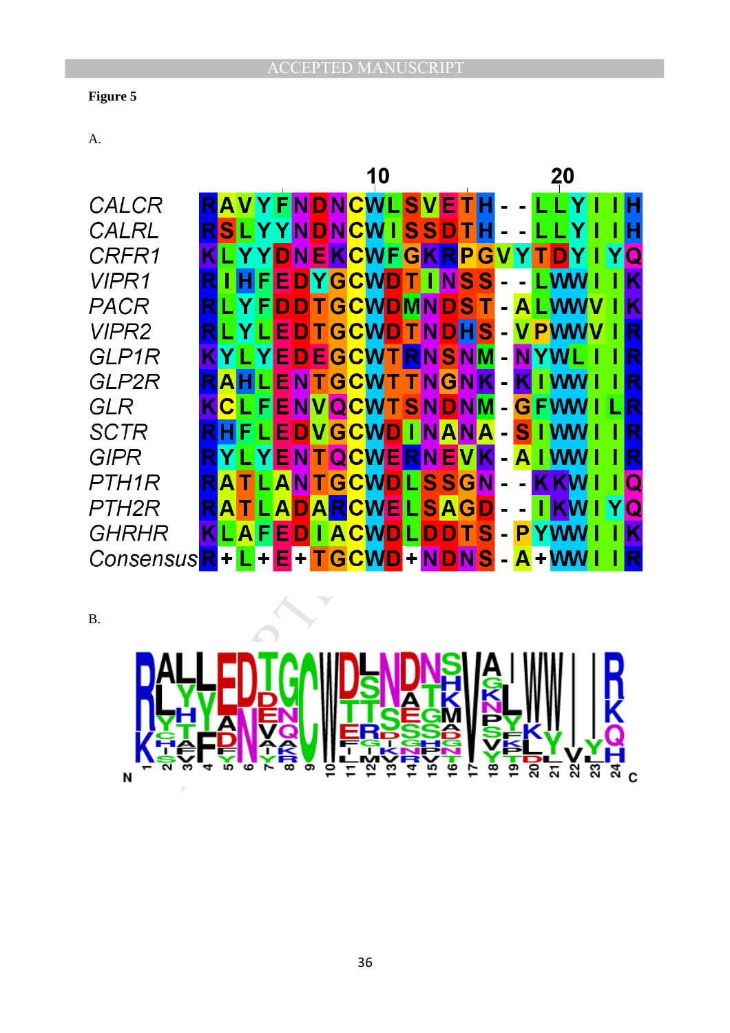**Figure 5**

A.

```
                      10                  20
CALCR      R A V Y F N D N C W L S V E T H - - L L Y I I H
CALRL      R S L Y Y N D N C W I S S D T H - - L L Y I I H
CRFR1      K L Y Y D N E K C W F G K R P G V Y T D Y I Y Q
VIPR1      R I H F E D Y G C W D T I N S S - - L W W I I K
PACR       R L Y F D D T G C W D M N D S T - A L W W V I K
VIPR2      R L Y L E D T G C W D T N D H S - V P W W V I R
GLP1R      K Y L Y E D E G C W T R N S N M - N Y W L I I R
GLP2R      R A H L E N T G C W T T N G N K - K I W W I I R
GLR        K C L F E N V Q C W T S N D N M - G F W W I L R
SCTR       R H F L E D V G C W D I N A N A - S I W W I I R
GIPR       R Y L Y E N T Q C W E R N E V K - A I W W I I R
PTH1R      R A T L A N T G C W D L S S G N - - K K W I I Q
PTH2R      R A T L A D A R C W E L S A G D - - I K W I Y Q
GHRHR      K L A F E D I A C W D L D D T S - P Y W W I I K
Consensus  R + L + E + T G C W D + N D N S - A + W W I I R
```

B.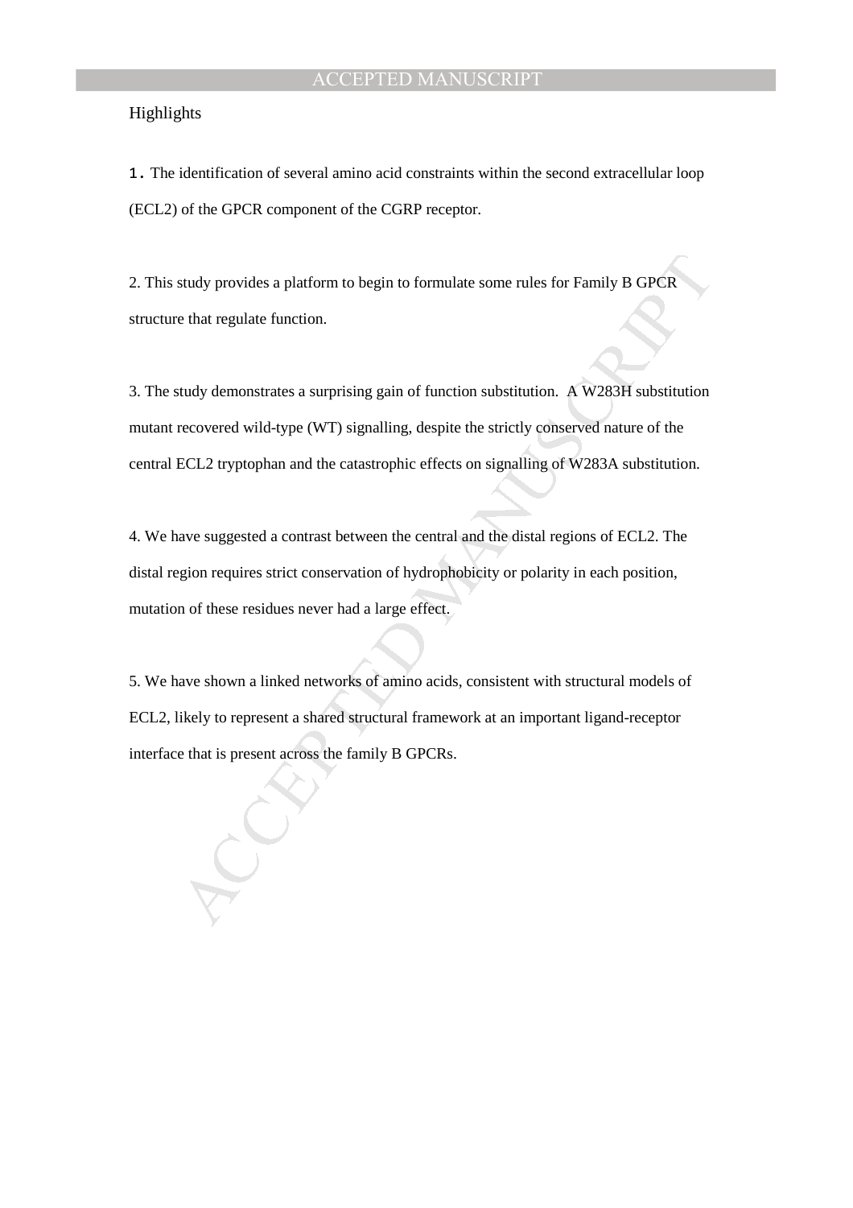Highlights

1. The identification of several amino acid constraints within the second extracellular loop (ECL2) of the GPCR component of the CGRP receptor.

2. This study provides a platform to begin to formulate some rules for Family B GPCR structure that regulate function.

3. The study demonstrates a surprising gain of function substitution. A W283H substitution mutant recovered wild-type (WT) signalling, despite the strictly conserved nature of the central ECL2 tryptophan and the catastrophic effects on signalling of W283A substitution.

4. We have suggested a contrast between the central and the distal regions of ECL2. The distal region requires strict conservation of hydrophobicity or polarity in each position, mutation of these residues never had a large effect.

5. We have shown a linked networks of amino acids, consistent with structural models of ECL2, likely to represent a shared structural framework at an important ligand-receptor interface that is present across the family B GPCRs.